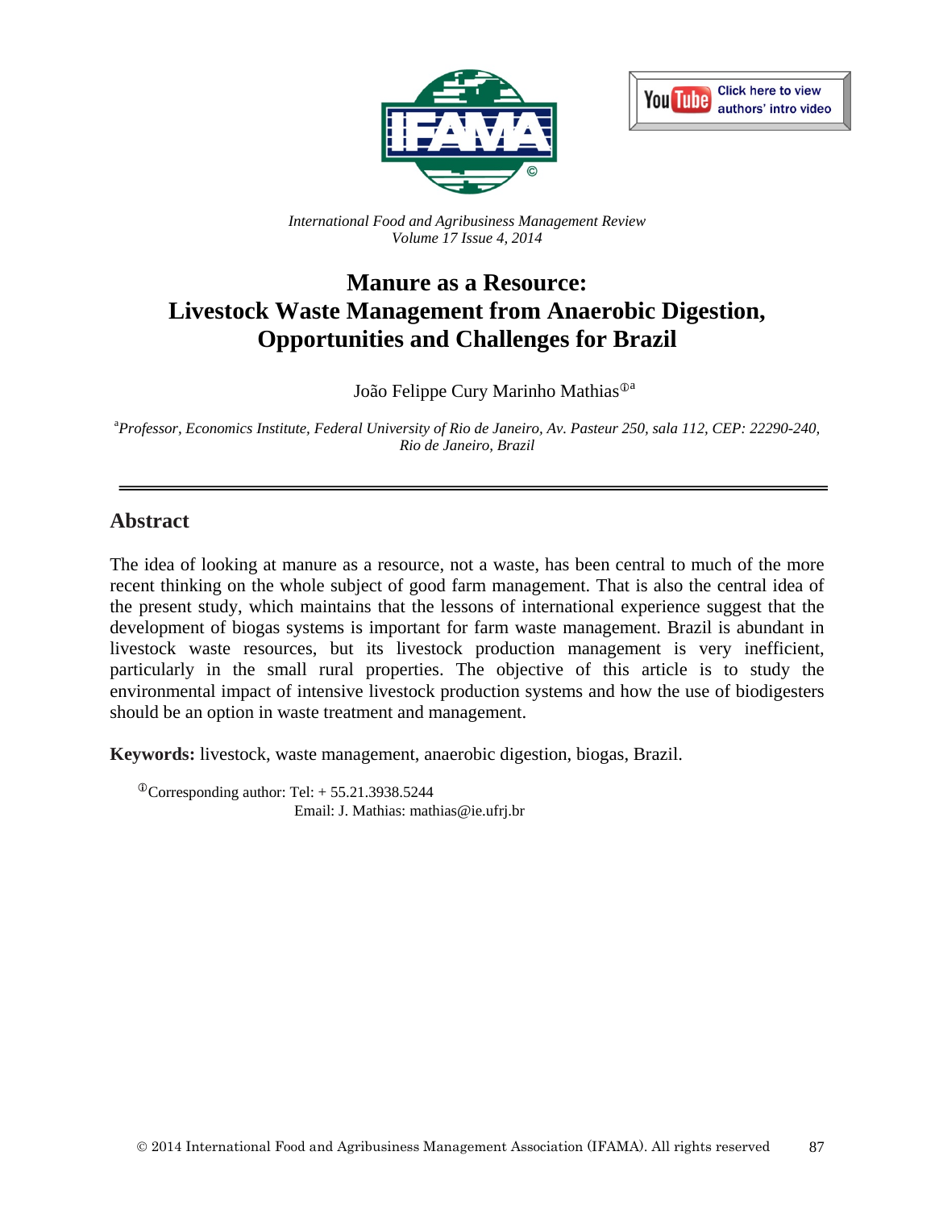*International Food and Agribusiness Management Review*
*Volume 17 Issue 4, 2014*

# Manure as a Resource: Livestock Waste Management from Anaerobic Digestion, Opportunities and Challenges for Brazil

João Felippe Cury Marinho Mathias[①a]

[a] *Professor, Economics Institute, Federal University of Rio de Janeiro, Av. Pasteur 250, sala 112, CEP: 22290-240, Rio de Janeiro, Brazil*

---

## Abstract

The idea of looking at manure as a resource, not a waste, has been central to much of the more recent thinking on the whole subject of good farm management. That is also the central idea of the present study, which maintains that the lessons of international experience suggest that the development of biogas systems is important for farm waste management. Brazil is abundant in livestock waste resources, but its livestock production management is very inefficient, particularly in the small rural properties. The objective of this article is to study the environmental impact of intensive livestock production systems and how the use of biodigesters should be an option in waste treatment and management.

**Keywords:** livestock, waste management, anaerobic digestion, biogas, Brazil.

[①] Corresponding author: Tel: + 55.21.3938.5244
Email: J. Mathias: mathias@ie.ufrj.br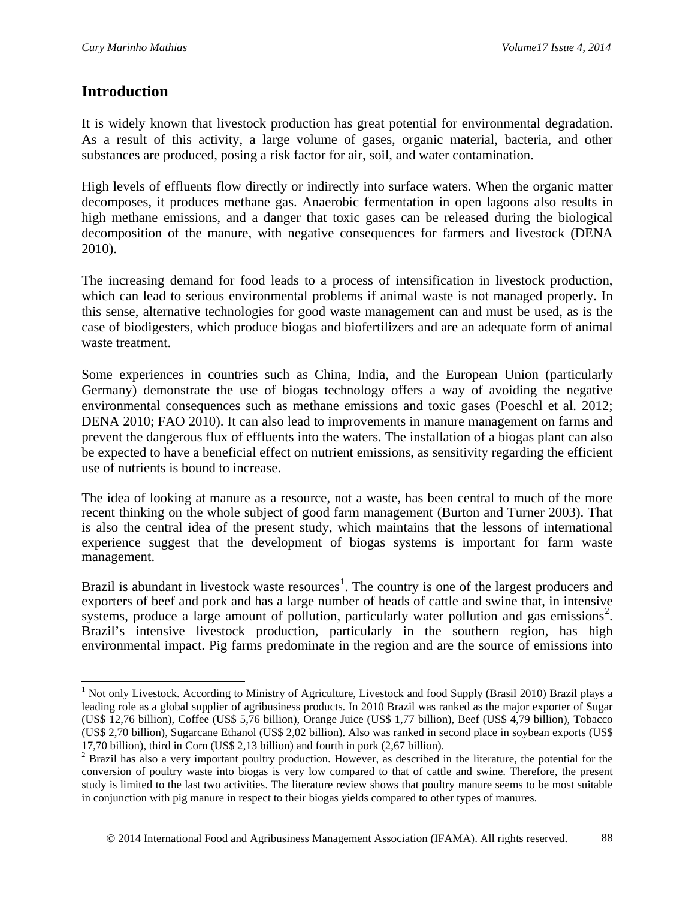## Introduction

It is widely known that livestock production has great potential for environmental degradation. As a result of this activity, a large volume of gases, organic material, bacteria, and other substances are produced, posing a risk factor for air, soil, and water contamination.

High levels of effluents flow directly or indirectly into surface waters. When the organic matter decomposes, it produces methane gas. Anaerobic fermentation in open lagoons also results in high methane emissions, and a danger that toxic gases can be released during the biological decomposition of the manure, with negative consequences for farmers and livestock (DENA 2010).

The increasing demand for food leads to a process of intensification in livestock production, which can lead to serious environmental problems if animal waste is not managed properly. In this sense, alternative technologies for good waste management can and must be used, as is the case of biodigesters, which produce biogas and biofertilizers and are an adequate form of animal waste treatment.

Some experiences in countries such as China, India, and the European Union (particularly Germany) demonstrate the use of biogas technology offers a way of avoiding the negative environmental consequences such as methane emissions and toxic gases (Poeschl et al. 2012; DENA 2010; FAO 2010). It can also lead to improvements in manure management on farms and prevent the dangerous flux of effluents into the waters. The installation of a biogas plant can also be expected to have a beneficial effect on nutrient emissions, as sensitivity regarding the efficient use of nutrients is bound to increase.

The idea of looking at manure as a resource, not a waste, has been central to much of the more recent thinking on the whole subject of good farm management (Burton and Turner 2003). That is also the central idea of the present study, which maintains that the lessons of international experience suggest that the development of biogas systems is important for farm waste management.

Brazil is abundant in livestock waste resources[1]. The country is one of the largest producers and exporters of beef and pork and has a large number of heads of cattle and swine that, in intensive systems, produce a large amount of pollution, particularly water pollution and gas emissions[2]. Brazil's intensive livestock production, particularly in the southern region, has high environmental impact. Pig farms predominate in the region and are the source of emissions into

---

[1] Not only Livestock. According to Ministry of Agriculture, Livestock and food Supply (Brasil 2010) Brazil plays a leading role as a global supplier of agribusiness products. In 2010 Brazil was ranked as the major exporter of Sugar (US$ 12,76 billion), Coffee (US$ 5,76 billion), Orange Juice (US$ 1,77 billion), Beef (US$ 4,79 billion), Tobacco (US$ 2,70 billion), Sugarcane Ethanol (US$ 2,02 billion). Also was ranked in second place in soybean exports (US$ 17,70 billion), third in Corn (US$ 2,13 billion) and fourth in pork (2,67 billion).

[2] Brazil has also a very important poultry production. However, as described in the literature, the potential for the conversion of poultry waste into biogas is very low compared to that of cattle and swine. Therefore, the present study is limited to the last two activities. The literature review shows that poultry manure seems to be most suitable in conjunction with pig manure in respect to their biogas yields compared to other types of manures.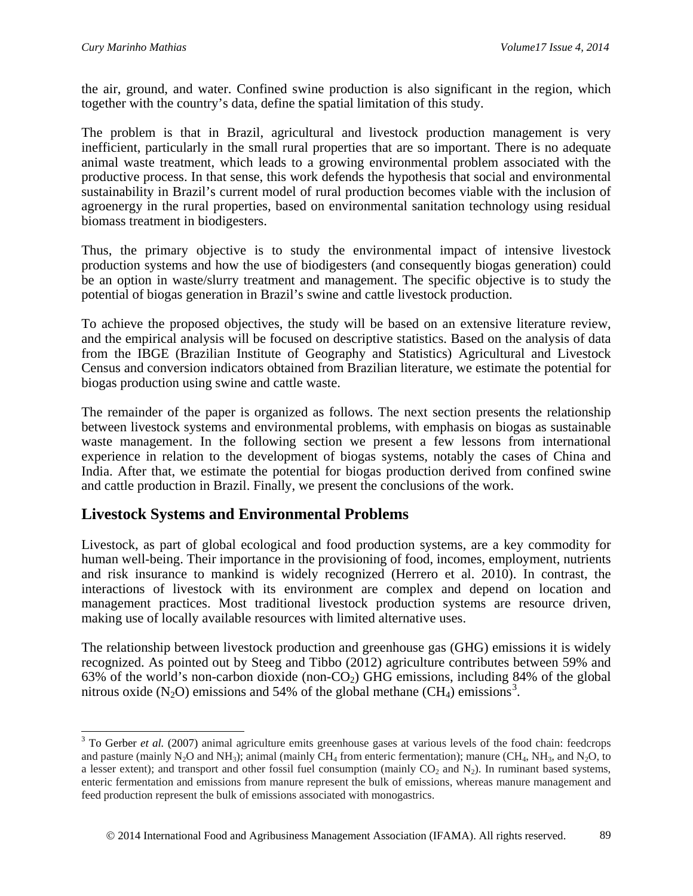the air, ground, and water. Confined swine production is also significant in the region, which together with the country's data, define the spatial limitation of this study.

The problem is that in Brazil, agricultural and livestock production management is very inefficient, particularly in the small rural properties that are so important. There is no adequate animal waste treatment, which leads to a growing environmental problem associated with the productive process. In that sense, this work defends the hypothesis that social and environmental sustainability in Brazil's current model of rural production becomes viable with the inclusion of agroenergy in the rural properties, based on environmental sanitation technology using residual biomass treatment in biodigesters.

Thus, the primary objective is to study the environmental impact of intensive livestock production systems and how the use of biodigesters (and consequently biogas generation) could be an option in waste/slurry treatment and management. The specific objective is to study the potential of biogas generation in Brazil's swine and cattle livestock production.

To achieve the proposed objectives, the study will be based on an extensive literature review, and the empirical analysis will be focused on descriptive statistics. Based on the analysis of data from the IBGE (Brazilian Institute of Geography and Statistics) Agricultural and Livestock Census and conversion indicators obtained from Brazilian literature, we estimate the potential for biogas production using swine and cattle waste.

The remainder of the paper is organized as follows. The next section presents the relationship between livestock systems and environmental problems, with emphasis on biogas as sustainable waste management. In the following section we present a few lessons from international experience in relation to the development of biogas systems, notably the cases of China and India. After that, we estimate the potential for biogas production derived from confined swine and cattle production in Brazil. Finally, we present the conclusions of the work.

## Livestock Systems and Environmental Problems

Livestock, as part of global ecological and food production systems, are a key commodity for human well-being. Their importance in the provisioning of food, incomes, employment, nutrients and risk insurance to mankind is widely recognized (Herrero et al. 2010). In contrast, the interactions of livestock with its environment are complex and depend on location and management practices. Most traditional livestock production systems are resource driven, making use of locally available resources with limited alternative uses.

The relationship between livestock production and greenhouse gas (GHG) emissions it is widely recognized. As pointed out by Steeg and Tibbo (2012) agriculture contributes between 59% and 63% of the world's non-carbon dioxide (non-$CO_2$) GHG emissions, including 84% of the global nitrous oxide ($N_2O$) emissions and 54% of the global methane ($CH_4$) emissions[3].

---

[3] To Gerber *et al.* (2007) animal agriculture emits greenhouse gases at various levels of the food chain: feedcrops and pasture (mainly $N_2O$ and $NH_3$); animal (mainly $CH_4$ from enteric fermentation); manure ($CH_4$, $NH_3$, and $N_2O$, to a lesser extent); and transport and other fossil fuel consumption (mainly $CO_2$ and $N_2$). In ruminant based systems, enteric fermentation and emissions from manure represent the bulk of emissions, whereas manure management and feed production represent the bulk of emissions associated with monogastrics.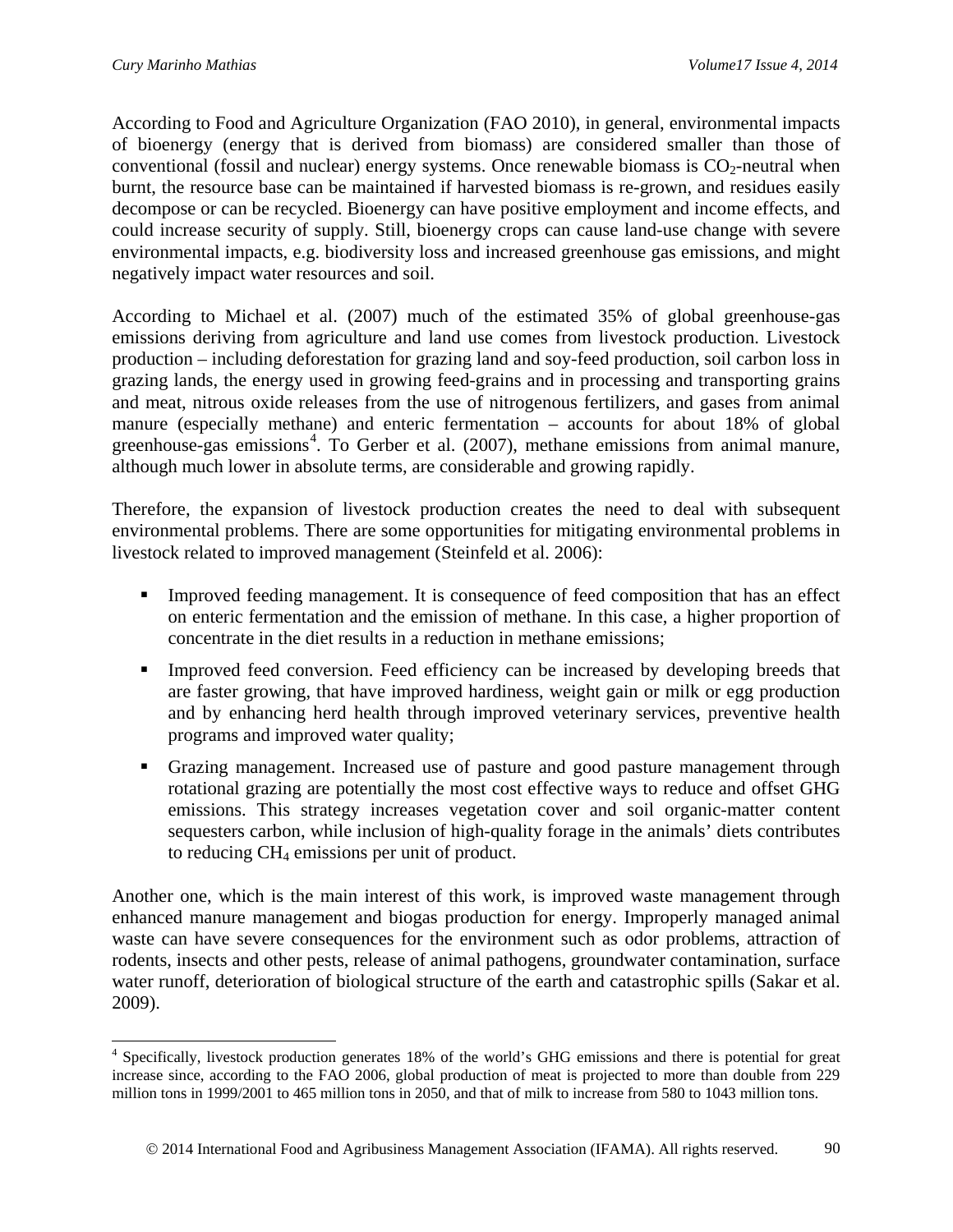According to Food and Agriculture Organization (FAO 2010), in general, environmental impacts of bioenergy (energy that is derived from biomass) are considered smaller than those of conventional (fossil and nuclear) energy systems. Once renewable biomass is $CO_2$-neutral when burnt, the resource base can be maintained if harvested biomass is re-grown, and residues easily decompose or can be recycled. Bioenergy can have positive employment and income effects, and could increase security of supply. Still, bioenergy crops can cause land-use change with severe environmental impacts, e.g. biodiversity loss and increased greenhouse gas emissions, and might negatively impact water resources and soil.

According to Michael et al. (2007) much of the estimated 35% of global greenhouse-gas emissions deriving from agriculture and land use comes from livestock production. Livestock production – including deforestation for grazing land and soy-feed production, soil carbon loss in grazing lands, the energy used in growing feed-grains and in processing and transporting grains and meat, nitrous oxide releases from the use of nitrogenous fertilizers, and gases from animal manure (especially methane) and enteric fermentation – accounts for about 18% of global greenhouse-gas emissions[4]. To Gerber et al. (2007), methane emissions from animal manure, although much lower in absolute terms, are considerable and growing rapidly.

Therefore, the expansion of livestock production creates the need to deal with subsequent environmental problems. There are some opportunities for mitigating environmental problems in livestock related to improved management (Steinfeld et al. 2006):

- Improved feeding management. It is consequence of feed composition that has an effect on enteric fermentation and the emission of methane. In this case, a higher proportion of concentrate in the diet results in a reduction in methane emissions;
- Improved feed conversion. Feed efficiency can be increased by developing breeds that are faster growing, that have improved hardiness, weight gain or milk or egg production and by enhancing herd health through improved veterinary services, preventive health programs and improved water quality;
- Grazing management. Increased use of pasture and good pasture management through rotational grazing are potentially the most cost effective ways to reduce and offset GHG emissions. This strategy increases vegetation cover and soil organic-matter content sequesters carbon, while inclusion of high-quality forage in the animals' diets contributes to reducing $CH_4$ emissions per unit of product.

Another one, which is the main interest of this work, is improved waste management through enhanced manure management and biogas production for energy. Improperly managed animal waste can have severe consequences for the environment such as odor problems, attraction of rodents, insects and other pests, release of animal pathogens, groundwater contamination, surface water runoff, deterioration of biological structure of the earth and catastrophic spills (Sakar et al. 2009).

---

[4] Specifically, livestock production generates 18% of the world's GHG emissions and there is potential for great increase since, according to the FAO 2006, global production of meat is projected to more than double from 229 million tons in 1999/2001 to 465 million tons in 2050, and that of milk to increase from 580 to 1043 million tons.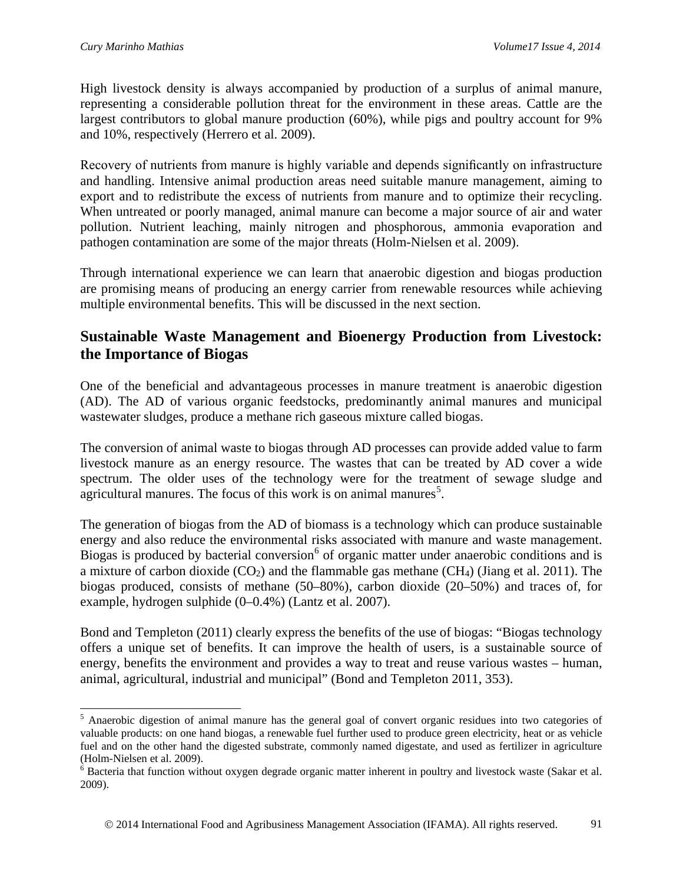High livestock density is always accompanied by production of a surplus of animal manure, representing a considerable pollution threat for the environment in these areas. Cattle are the largest contributors to global manure production (60%), while pigs and poultry account for 9% and 10%, respectively (Herrero et al. 2009).

Recovery of nutrients from manure is highly variable and depends significantly on infrastructure and handling. Intensive animal production areas need suitable manure management, aiming to export and to redistribute the excess of nutrients from manure and to optimize their recycling. When untreated or poorly managed, animal manure can become a major source of air and water pollution. Nutrient leaching, mainly nitrogen and phosphorous, ammonia evaporation and pathogen contamination are some of the major threats (Holm-Nielsen et al. 2009).

Through international experience we can learn that anaerobic digestion and biogas production are promising means of producing an energy carrier from renewable resources while achieving multiple environmental benefits. This will be discussed in the next section.

## Sustainable Waste Management and Bioenergy Production from Livestock: the Importance of Biogas

One of the beneficial and advantageous processes in manure treatment is anaerobic digestion (AD). The AD of various organic feedstocks, predominantly animal manures and municipal wastewater sludges, produce a methane rich gaseous mixture called biogas.

The conversion of animal waste to biogas through AD processes can provide added value to farm livestock manure as an energy resource. The wastes that can be treated by AD cover a wide spectrum. The older uses of the technology were for the treatment of sewage sludge and agricultural manures. The focus of this work is on animal manures[5].

The generation of biogas from the AD of biomass is a technology which can produce sustainable energy and also reduce the environmental risks associated with manure and waste management. Biogas is produced by bacterial conversion[6] of organic matter under anaerobic conditions and is a mixture of carbon dioxide ($CO_2$) and the flammable gas methane ($CH_4$) (Jiang et al. 2011). The biogas produced, consists of methane (50–80%), carbon dioxide (20–50%) and traces of, for example, hydrogen sulphide (0–0.4%) (Lantz et al. 2007).

Bond and Templeton (2011) clearly express the benefits of the use of biogas: "Biogas technology offers a unique set of benefits. It can improve the health of users, is a sustainable source of energy, benefits the environment and provides a way to treat and reuse various wastes – human, animal, agricultural, industrial and municipal" (Bond and Templeton 2011, 353).

---

[5] Anaerobic digestion of animal manure has the general goal of convert organic residues into two categories of valuable products: on one hand biogas, a renewable fuel further used to produce green electricity, heat or as vehicle fuel and on the other hand the digested substrate, commonly named digestate, and used as fertilizer in agriculture (Holm-Nielsen et al. 2009).

[6] Bacteria that function without oxygen degrade organic matter inherent in poultry and livestock waste (Sakar et al. 2009).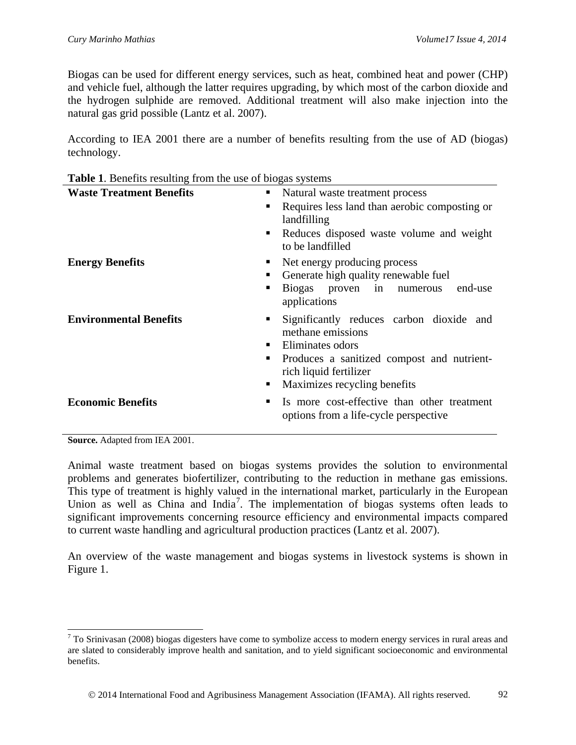Biogas can be used for different energy services, such as heat, combined heat and power (CHP) and vehicle fuel, although the latter requires upgrading, by which most of the carbon dioxide and the hydrogen sulphide are removed. Additional treatment will also make injection into the natural gas grid possible (Lantz et al. 2007).

According to IEA 2001 there are a number of benefits resulting from the use of AD (biogas) technology.

**Table 1**. Benefits resulting from the use of biogas systems

| | |
|---|---|
| **Waste Treatment Benefits** | ▪ Natural waste treatment process<br>▪ Requires less land than aerobic composting or landfilling<br>▪ Reduces disposed waste volume and weight to be landfilled |
| **Energy Benefits** | ▪ Net energy producing process<br>▪ Generate high quality renewable fuel<br>▪ Biogas proven in numerous end-use applications |
| **Environmental Benefits** | ▪ Significantly reduces carbon dioxide and methane emissions<br>▪ Eliminates odors<br>▪ Produces a sanitized compost and nutrient-rich liquid fertilizer<br>▪ Maximizes recycling benefits |
| **Economic Benefits** | ▪ Is more cost-effective than other treatment options from a life-cycle perspective |

**Source.** Adapted from IEA 2001.

Animal waste treatment based on biogas systems provides the solution to environmental problems and generates biofertilizer, contributing to the reduction in methane gas emissions. This type of treatment is highly valued in the international market, particularly in the European Union as well as China and India[7]. The implementation of biogas systems often leads to significant improvements concerning resource efficiency and environmental impacts compared to current waste handling and agricultural production practices (Lantz et al. 2007).

An overview of the waste management and biogas systems in livestock systems is shown in Figure 1.

[7] To Srinivasan (2008) biogas digesters have come to symbolize access to modern energy services in rural areas and are slated to considerably improve health and sanitation, and to yield significant socioeconomic and environmental benefits.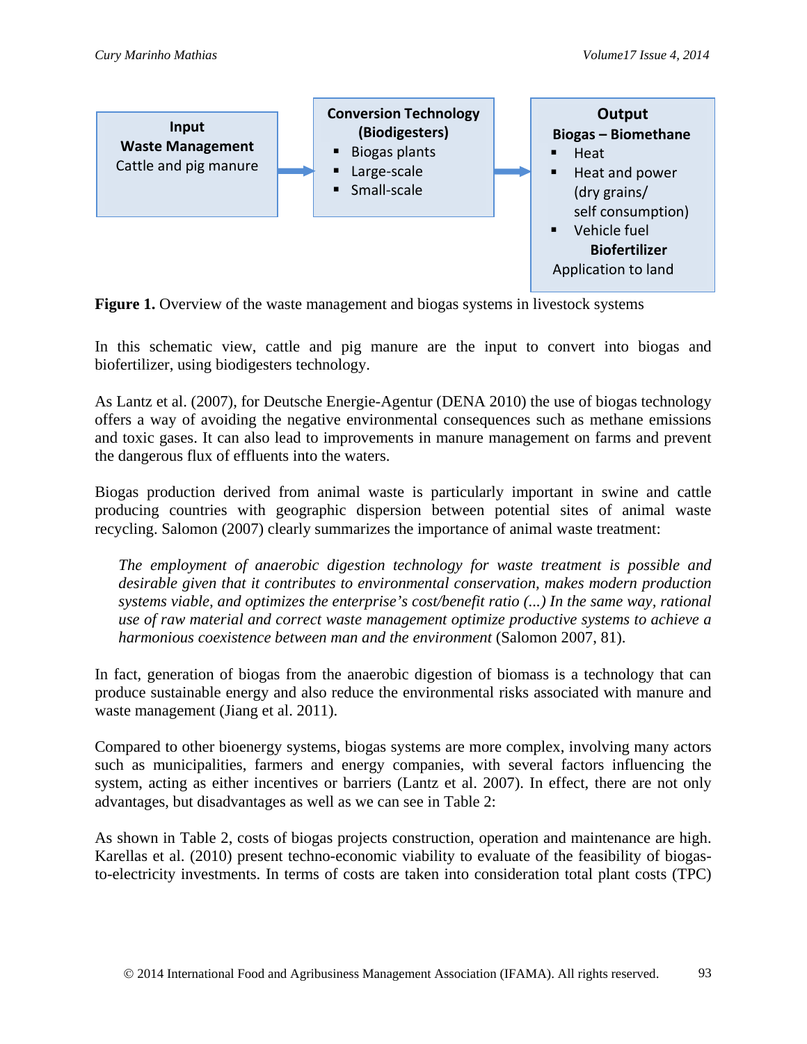**Input**
**Waste Management**
Cattle and pig manure

→

**Conversion Technology (Biodigesters)**
- Biogas plants
- Large-scale
- Small-scale

→

**Output**
**Biogas – Biomethane**
- Heat
- Heat and power (dry grains/ self consumption)
- Vehicle fuel

**Biofertilizer**
Application to land

**Figure 1.** Overview of the waste management and biogas systems in livestock systems

In this schematic view, cattle and pig manure are the input to convert into biogas and biofertilizer, using biodigesters technology.

As Lantz et al. (2007), for Deutsche Energie-Agentur (DENA 2010) the use of biogas technology offers a way of avoiding the negative environmental consequences such as methane emissions and toxic gases. It can also lead to improvements in manure management on farms and prevent the dangerous flux of effluents into the waters.

Biogas production derived from animal waste is particularly important in swine and cattle producing countries with geographic dispersion between potential sites of animal waste recycling. Salomon (2007) clearly summarizes the importance of animal waste treatment:

> *The employment of anaerobic digestion technology for waste treatment is possible and desirable given that it contributes to environmental conservation, makes modern production systems viable, and optimizes the enterprise's cost/benefit ratio (...) In the same way, rational use of raw material and correct waste management optimize productive systems to achieve a harmonious coexistence between man and the environment* (Salomon 2007, 81).

In fact, generation of biogas from the anaerobic digestion of biomass is a technology that can produce sustainable energy and also reduce the environmental risks associated with manure and waste management (Jiang et al. 2011).

Compared to other bioenergy systems, biogas systems are more complex, involving many actors such as municipalities, farmers and energy companies, with several factors influencing the system, acting as either incentives or barriers (Lantz et al. 2007). In effect, there are not only advantages, but disadvantages as well as we can see in Table 2:

As shown in Table 2, costs of biogas projects construction, operation and maintenance are high. Karellas et al. (2010) present techno-economic viability to evaluate of the feasibility of biogas-to-electricity investments. In terms of costs are taken into consideration total plant costs (TPC)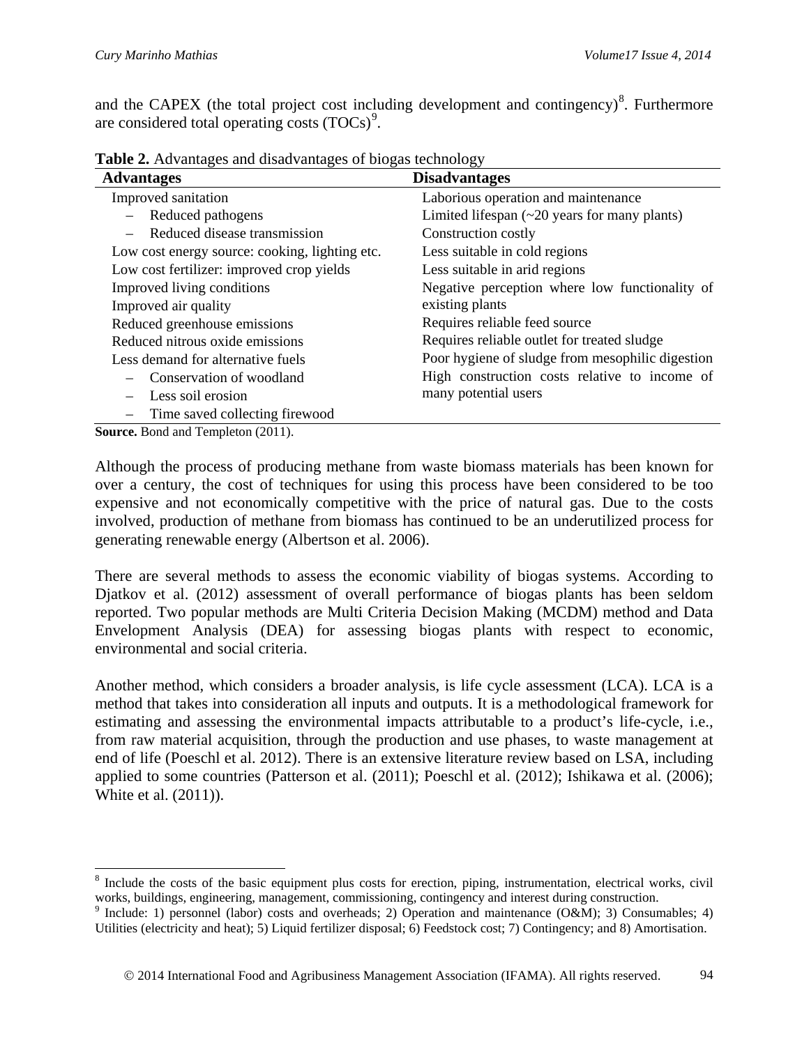and the CAPEX (the total project cost including development and contingency)[8]. Furthermore are considered total operating costs (TOCs)[9].

**Table 2.** Advantages and disadvantages of biogas technology

| Advantages | Disadvantages |
|---|---|
| Improved sanitation | Laborious operation and maintenance |
| – Reduced pathogens | Limited lifespan (~20 years for many plants) |
| – Reduced disease transmission | Construction costly |
| Low cost energy source: cooking, lighting etc. | Less suitable in cold regions |
| Low cost fertilizer: improved crop yields | Less suitable in arid regions |
| Improved living conditions | Negative perception where low functionality of existing plants |
| Improved air quality | |
| Reduced greenhouse emissions | Requires reliable feed source |
| Reduced nitrous oxide emissions | Requires reliable outlet for treated sludge |
| Less demand for alternative fuels | Poor hygiene of sludge from mesophilic digestion |
| – Conservation of woodland | High construction costs relative to income of many potential users |
| – Less soil erosion | |
| – Time saved collecting firewood | |

**Source.** Bond and Templeton (2011).

Although the process of producing methane from waste biomass materials has been known for over a century, the cost of techniques for using this process have been considered to be too expensive and not economically competitive with the price of natural gas. Due to the costs involved, production of methane from biomass has continued to be an underutilized process for generating renewable energy (Albertson et al. 2006).

There are several methods to assess the economic viability of biogas systems. According to Djatkov et al. (2012) assessment of overall performance of biogas plants has been seldom reported. Two popular methods are Multi Criteria Decision Making (MCDM) method and Data Envelopment Analysis (DEA) for assessing biogas plants with respect to economic, environmental and social criteria.

Another method, which considers a broader analysis, is life cycle assessment (LCA). LCA is a method that takes into consideration all inputs and outputs. It is a methodological framework for estimating and assessing the environmental impacts attributable to a product's life-cycle, i.e., from raw material acquisition, through the production and use phases, to waste management at end of life (Poeschl et al. 2012). There is an extensive literature review based on LSA, including applied to some countries (Patterson et al. (2011); Poeschl et al. (2012); Ishikawa et al. (2006); White et al. (2011)).

---

[8] Include the costs of the basic equipment plus costs for erection, piping, instrumentation, electrical works, civil works, buildings, engineering, management, commissioning, contingency and interest during construction.

[9] Include: 1) personnel (labor) costs and overheads; 2) Operation and maintenance (O&M); 3) Consumables; 4) Utilities (electricity and heat); 5) Liquid fertilizer disposal; 6) Feedstock cost; 7) Contingency; and 8) Amortisation.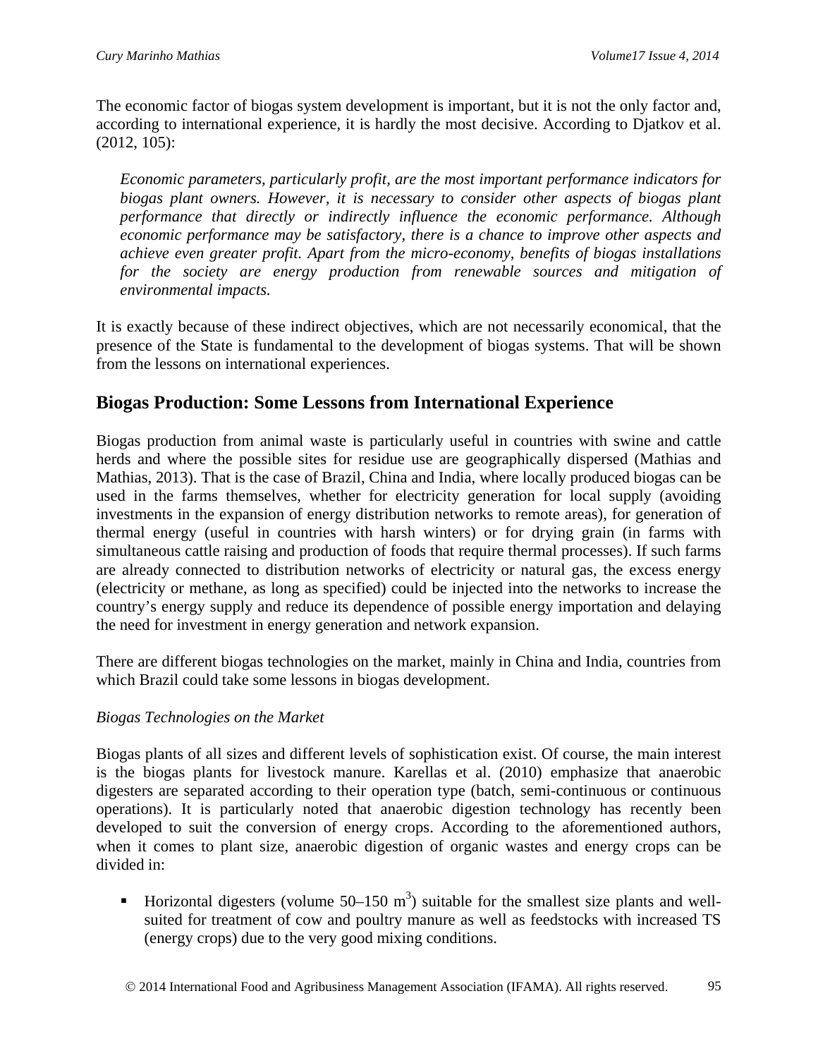The economic factor of biogas system development is important, but it is not the only factor and, according to international experience, it is hardly the most decisive. According to Djatkov et al. (2012, 105):

> *Economic parameters, particularly profit, are the most important performance indicators for biogas plant owners. However, it is necessary to consider other aspects of biogas plant performance that directly or indirectly influence the economic performance. Although economic performance may be satisfactory, there is a chance to improve other aspects and achieve even greater profit. Apart from the micro-economy, benefits of biogas installations for the society are energy production from renewable sources and mitigation of environmental impacts.*

It is exactly because of these indirect objectives, which are not necessarily economical, that the presence of the State is fundamental to the development of biogas systems. That will be shown from the lessons on international experiences.

## Biogas Production: Some Lessons from International Experience

Biogas production from animal waste is particularly useful in countries with swine and cattle herds and where the possible sites for residue use are geographically dispersed (Mathias and Mathias, 2013). That is the case of Brazil, China and India, where locally produced biogas can be used in the farms themselves, whether for electricity generation for local supply (avoiding investments in the expansion of energy distribution networks to remote areas), for generation of thermal energy (useful in countries with harsh winters) or for drying grain (in farms with simultaneous cattle raising and production of foods that require thermal processes). If such farms are already connected to distribution networks of electricity or natural gas, the excess energy (electricity or methane, as long as specified) could be injected into the networks to increase the country's energy supply and reduce its dependence of possible energy importation and delaying the need for investment in energy generation and network expansion.

There are different biogas technologies on the market, mainly in China and India, countries from which Brazil could take some lessons in biogas development.

*Biogas Technologies on the Market*

Biogas plants of all sizes and different levels of sophistication exist. Of course, the main interest is the biogas plants for livestock manure. Karellas et al. (2010) emphasize that anaerobic digesters are separated according to their operation type (batch, semi-continuous or continuous operations). It is particularly noted that anaerobic digestion technology has recently been developed to suit the conversion of energy crops. According to the aforementioned authors, when it comes to plant size, anaerobic digestion of organic wastes and energy crops can be divided in:

- Horizontal digesters (volume 50–150 $m^3$) suitable for the smallest size plants and well-suited for treatment of cow and poultry manure as well as feedstocks with increased TS (energy crops) due to the very good mixing conditions.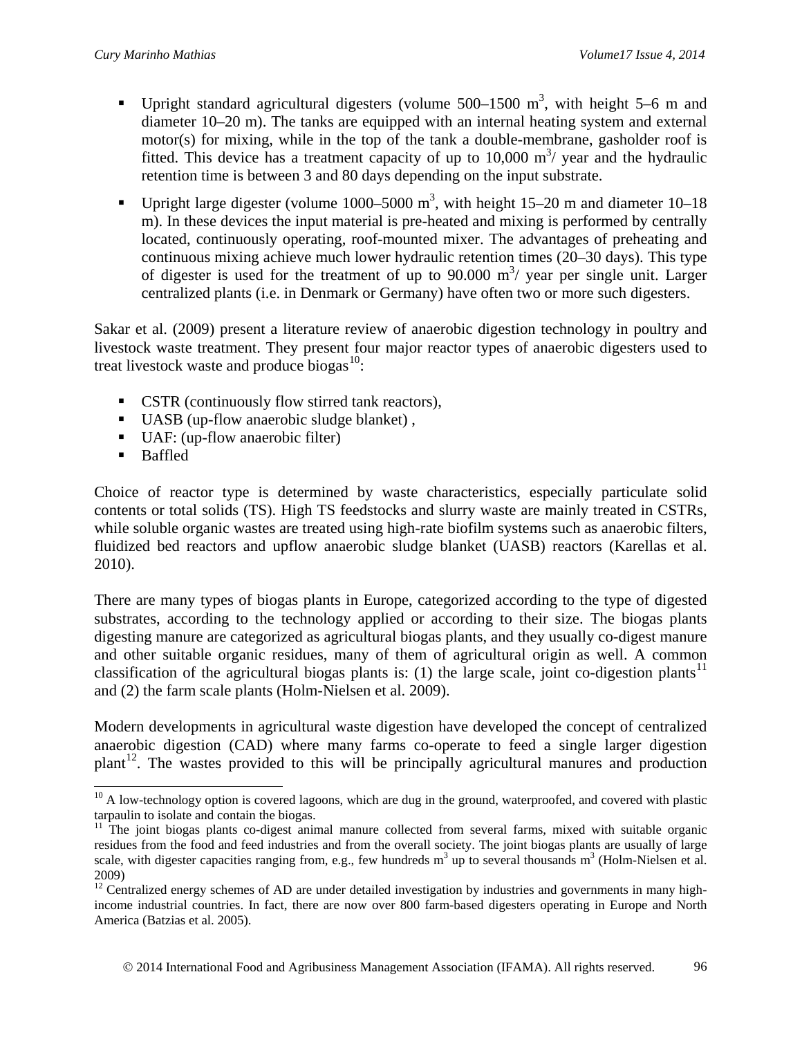- Upright standard agricultural digesters (volume 500–1500 $m^3$, with height 5–6 m and diameter 10–20 m). The tanks are equipped with an internal heating system and external motor(s) for mixing, while in the top of the tank a double-membrane, gasholder roof is fitted. This device has a treatment capacity of up to 10,000 $m^3$/ year and the hydraulic retention time is between 3 and 80 days depending on the input substrate.
- Upright large digester (volume 1000–5000 $m^3$, with height 15–20 m and diameter 10–18 m). In these devices the input material is pre-heated and mixing is performed by centrally located, continuously operating, roof-mounted mixer. The advantages of preheating and continuous mixing achieve much lower hydraulic retention times (20–30 days). This type of digester is used for the treatment of up to 90.000 $m^3$/ year per single unit. Larger centralized plants (i.e. in Denmark or Germany) have often two or more such digesters.

Sakar et al. (2009) present a literature review of anaerobic digestion technology in poultry and livestock waste treatment. They present four major reactor types of anaerobic digesters used to treat livestock waste and produce biogas[10]:

- CSTR (continuously flow stirred tank reactors),
- UASB (up-flow anaerobic sludge blanket) ,
- UAF: (up-flow anaerobic filter)
- Baffled

Choice of reactor type is determined by waste characteristics, especially particulate solid contents or total solids (TS). High TS feedstocks and slurry waste are mainly treated in CSTRs, while soluble organic wastes are treated using high-rate biofilm systems such as anaerobic filters, fluidized bed reactors and upflow anaerobic sludge blanket (UASB) reactors (Karellas et al. 2010).

There are many types of biogas plants in Europe, categorized according to the type of digested substrates, according to the technology applied or according to their size. The biogas plants digesting manure are categorized as agricultural biogas plants, and they usually co-digest manure and other suitable organic residues, many of them of agricultural origin as well. A common classification of the agricultural biogas plants is: (1) the large scale, joint co-digestion plants[11] and (2) the farm scale plants (Holm-Nielsen et al. 2009).

Modern developments in agricultural waste digestion have developed the concept of centralized anaerobic digestion (CAD) where many farms co-operate to feed a single larger digestion plant[12]. The wastes provided to this will be principally agricultural manures and production

[10] A low-technology option is covered lagoons, which are dug in the ground, waterproofed, and covered with plastic tarpaulin to isolate and contain the biogas.

[11] The joint biogas plants co-digest animal manure collected from several farms, mixed with suitable organic residues from the food and feed industries and from the overall society. The joint biogas plants are usually of large scale, with digester capacities ranging from, e.g., few hundreds $m^3$ up to several thousands $m^3$ (Holm-Nielsen et al. 2009)

[12] Centralized energy schemes of AD are under detailed investigation by industries and governments in many high-income industrial countries. In fact, there are now over 800 farm-based digesters operating in Europe and North America (Batzias et al. 2005).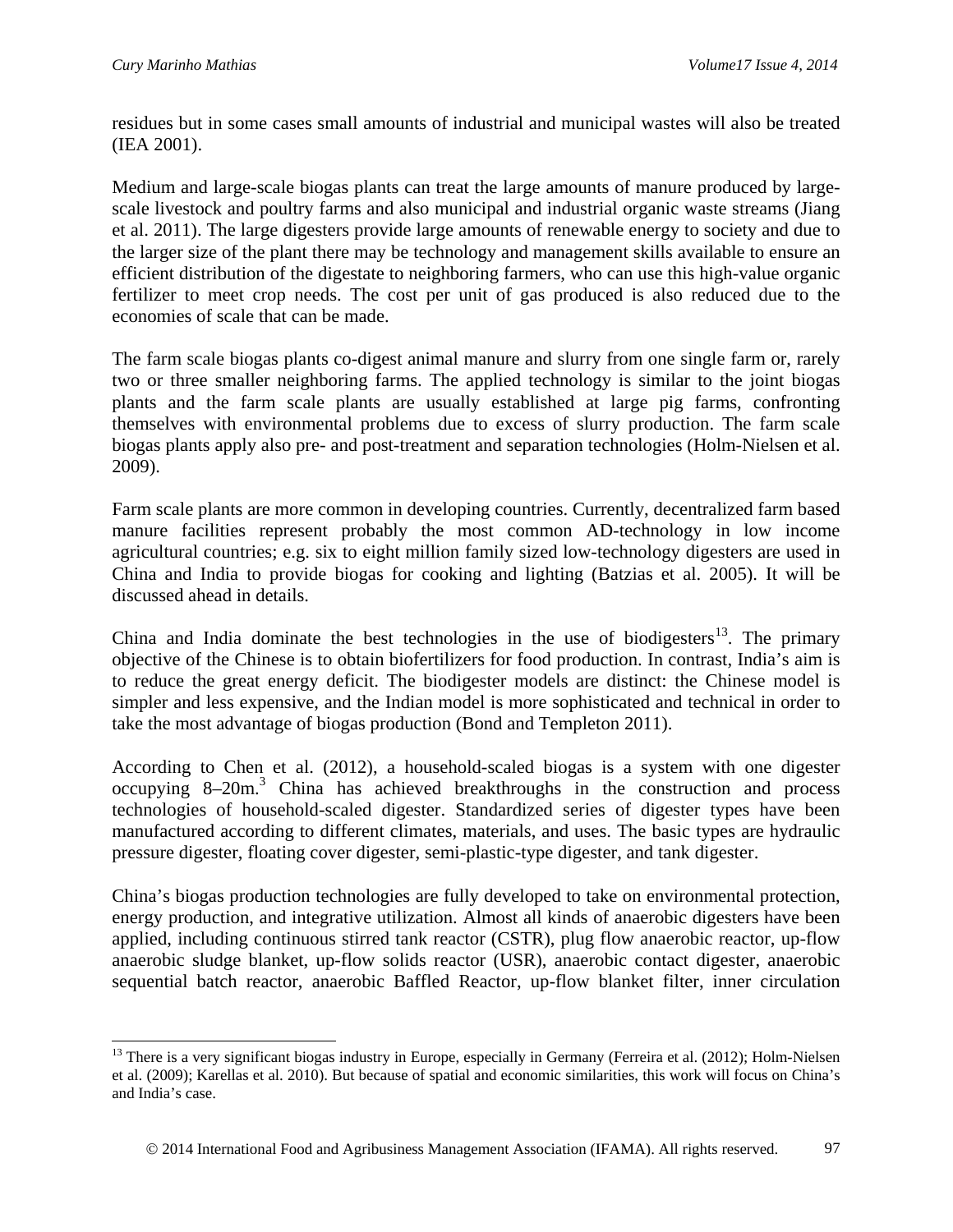residues but in some cases small amounts of industrial and municipal wastes will also be treated (IEA 2001).

Medium and large-scale biogas plants can treat the large amounts of manure produced by large-scale livestock and poultry farms and also municipal and industrial organic waste streams (Jiang et al. 2011). The large digesters provide large amounts of renewable energy to society and due to the larger size of the plant there may be technology and management skills available to ensure an efficient distribution of the digestate to neighboring farmers, who can use this high-value organic fertilizer to meet crop needs. The cost per unit of gas produced is also reduced due to the economies of scale that can be made.

The farm scale biogas plants co-digest animal manure and slurry from one single farm or, rarely two or three smaller neighboring farms. The applied technology is similar to the joint biogas plants and the farm scale plants are usually established at large pig farms, confronting themselves with environmental problems due to excess of slurry production. The farm scale biogas plants apply also pre- and post-treatment and separation technologies (Holm-Nielsen et al. 2009).

Farm scale plants are more common in developing countries. Currently, decentralized farm based manure facilities represent probably the most common AD-technology in low income agricultural countries; e.g. six to eight million family sized low-technology digesters are used in China and India to provide biogas for cooking and lighting (Batzias et al. 2005). It will be discussed ahead in details.

China and India dominate the best technologies in the use of biodigesters[13]. The primary objective of the Chinese is to obtain biofertilizers for food production. In contrast, India's aim is to reduce the great energy deficit. The biodigester models are distinct: the Chinese model is simpler and less expensive, and the Indian model is more sophisticated and technical in order to take the most advantage of biogas production (Bond and Templeton 2011).

According to Chen et al. (2012), a household-scaled biogas is a system with one digester occupying 8–20m.[3] China has achieved breakthroughs in the construction and process technologies of household-scaled digester. Standardized series of digester types have been manufactured according to different climates, materials, and uses. The basic types are hydraulic pressure digester, floating cover digester, semi-plastic-type digester, and tank digester.

China's biogas production technologies are fully developed to take on environmental protection, energy production, and integrative utilization. Almost all kinds of anaerobic digesters have been applied, including continuous stirred tank reactor (CSTR), plug flow anaerobic reactor, up-flow anaerobic sludge blanket, up-flow solids reactor (USR), anaerobic contact digester, anaerobic sequential batch reactor, anaerobic Baffled Reactor, up-flow blanket filter, inner circulation

---

[13] There is a very significant biogas industry in Europe, especially in Germany (Ferreira et al. (2012); Holm-Nielsen et al. (2009); Karellas et al. 2010). But because of spatial and economic similarities, this work will focus on China's and India's case.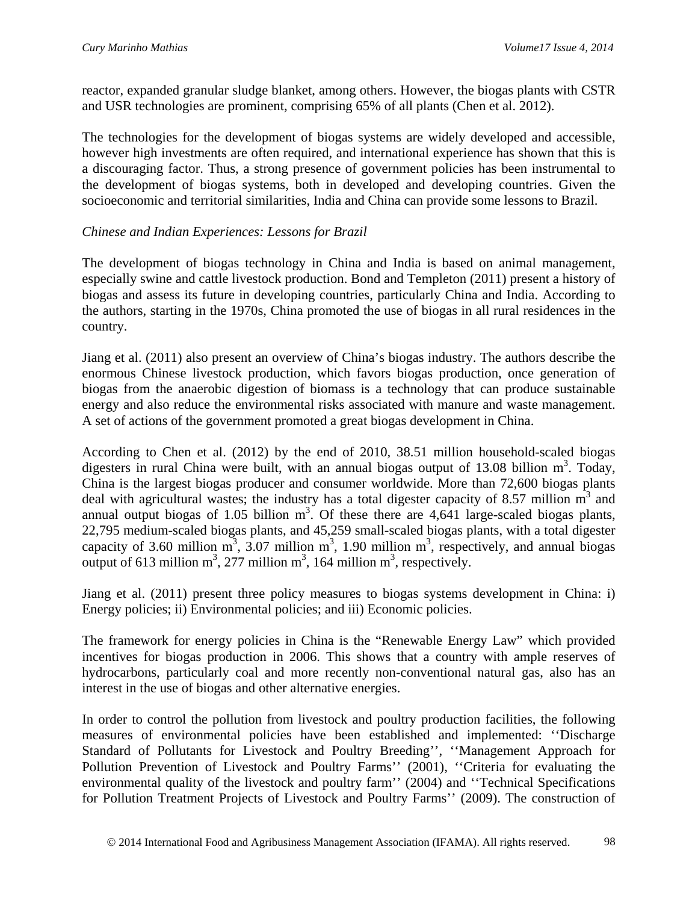reactor, expanded granular sludge blanket, among others. However, the biogas plants with CSTR and USR technologies are prominent, comprising 65% of all plants (Chen et al. 2012).

The technologies for the development of biogas systems are widely developed and accessible, however high investments are often required, and international experience has shown that this is a discouraging factor. Thus, a strong presence of government policies has been instrumental to the development of biogas systems, both in developed and developing countries. Given the socioeconomic and territorial similarities, India and China can provide some lessons to Brazil.

*Chinese and Indian Experiences: Lessons for Brazil*

The development of biogas technology in China and India is based on animal management, especially swine and cattle livestock production. Bond and Templeton (2011) present a history of biogas and assess its future in developing countries, particularly China and India. According to the authors, starting in the 1970s, China promoted the use of biogas in all rural residences in the country.

Jiang et al. (2011) also present an overview of China's biogas industry. The authors describe the enormous Chinese livestock production, which favors biogas production, once generation of biogas from the anaerobic digestion of biomass is a technology that can produce sustainable energy and also reduce the environmental risks associated with manure and waste management. A set of actions of the government promoted a great biogas development in China.

According to Chen et al. (2012) by the end of 2010, 38.51 million household-scaled biogas digesters in rural China were built, with an annual biogas output of 13.08 billion $m^3$. Today, China is the largest biogas producer and consumer worldwide. More than 72,600 biogas plants deal with agricultural wastes; the industry has a total digester capacity of 8.57 million $m^3$ and annual output biogas of 1.05 billion $m^3$. Of these there are 4,641 large-scaled biogas plants, 22,795 medium-scaled biogas plants, and 45,259 small-scaled biogas plants, with a total digester capacity of 3.60 million $m^3$, 3.07 million $m^3$, 1.90 million $m^3$, respectively, and annual biogas output of 613 million $m^3$, 277 million $m^3$, 164 million $m^3$, respectively.

Jiang et al. (2011) present three policy measures to biogas systems development in China: i) Energy policies; ii) Environmental policies; and iii) Economic policies.

The framework for energy policies in China is the "Renewable Energy Law" which provided incentives for biogas production in 2006. This shows that a country with ample reserves of hydrocarbons, particularly coal and more recently non-conventional natural gas, also has an interest in the use of biogas and other alternative energies.

In order to control the pollution from livestock and poultry production facilities, the following measures of environmental policies have been established and implemented: ''Discharge Standard of Pollutants for Livestock and Poultry Breeding'', ''Management Approach for Pollution Prevention of Livestock and Poultry Farms'' (2001), ''Criteria for evaluating the environmental quality of the livestock and poultry farm'' (2004) and ''Technical Specifications for Pollution Treatment Projects of Livestock and Poultry Farms'' (2009). The construction of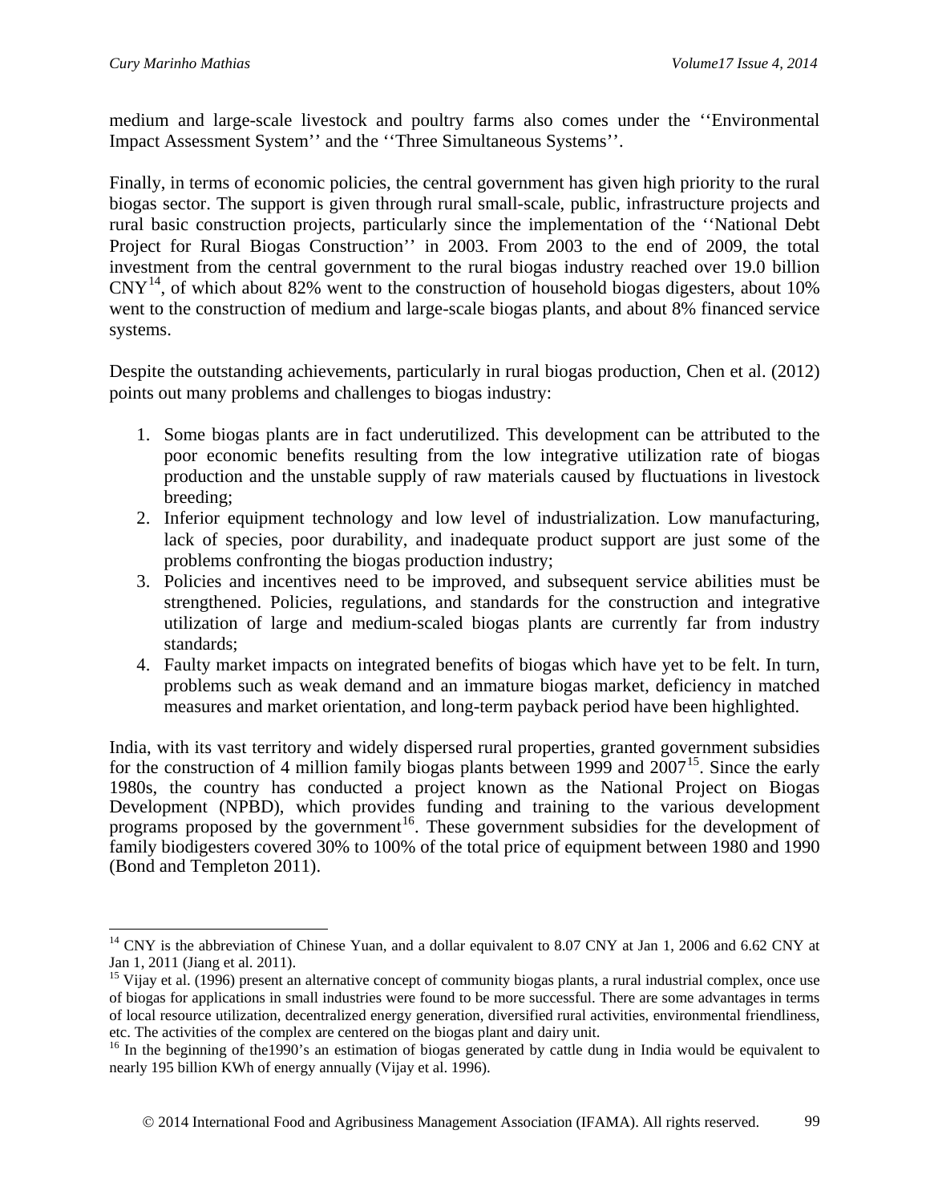medium and large-scale livestock and poultry farms also comes under the ''Environmental Impact Assessment System'' and the ''Three Simultaneous Systems''.

Finally, in terms of economic policies, the central government has given high priority to the rural biogas sector. The support is given through rural small-scale, public, infrastructure projects and rural basic construction projects, particularly since the implementation of the ''National Debt Project for Rural Biogas Construction'' in 2003. From 2003 to the end of 2009, the total investment from the central government to the rural biogas industry reached over 19.0 billion CNY[14], of which about 82% went to the construction of household biogas digesters, about 10% went to the construction of medium and large-scale biogas plants, and about 8% financed service systems.

Despite the outstanding achievements, particularly in rural biogas production, Chen et al. (2012) points out many problems and challenges to biogas industry:

1. Some biogas plants are in fact underutilized. This development can be attributed to the poor economic benefits resulting from the low integrative utilization rate of biogas production and the unstable supply of raw materials caused by fluctuations in livestock breeding;
2. Inferior equipment technology and low level of industrialization. Low manufacturing, lack of species, poor durability, and inadequate product support are just some of the problems confronting the biogas production industry;
3. Policies and incentives need to be improved, and subsequent service abilities must be strengthened. Policies, regulations, and standards for the construction and integrative utilization of large and medium-scaled biogas plants are currently far from industry standards;
4. Faulty market impacts on integrated benefits of biogas which have yet to be felt. In turn, problems such as weak demand and an immature biogas market, deficiency in matched measures and market orientation, and long-term payback period have been highlighted.

India, with its vast territory and widely dispersed rural properties, granted government subsidies for the construction of 4 million family biogas plants between 1999 and 2007[15]. Since the early 1980s, the country has conducted a project known as the National Project on Biogas Development (NPBD), which provides funding and training to the various development programs proposed by the government[16]. These government subsidies for the development of family biodigesters covered 30% to 100% of the total price of equipment between 1980 and 1990 (Bond and Templeton 2011).

---

[14] CNY is the abbreviation of Chinese Yuan, and a dollar equivalent to 8.07 CNY at Jan 1, 2006 and 6.62 CNY at Jan 1, 2011 (Jiang et al. 2011).

[15] Vijay et al. (1996) present an alternative concept of community biogas plants, a rural industrial complex, once use of biogas for applications in small industries were found to be more successful. There are some advantages in terms of local resource utilization, decentralized energy generation, diversified rural activities, environmental friendliness, etc. The activities of the complex are centered on the biogas plant and dairy unit.

[16] In the beginning of the1990's an estimation of biogas generated by cattle dung in India would be equivalent to nearly 195 billion KWh of energy annually (Vijay et al. 1996).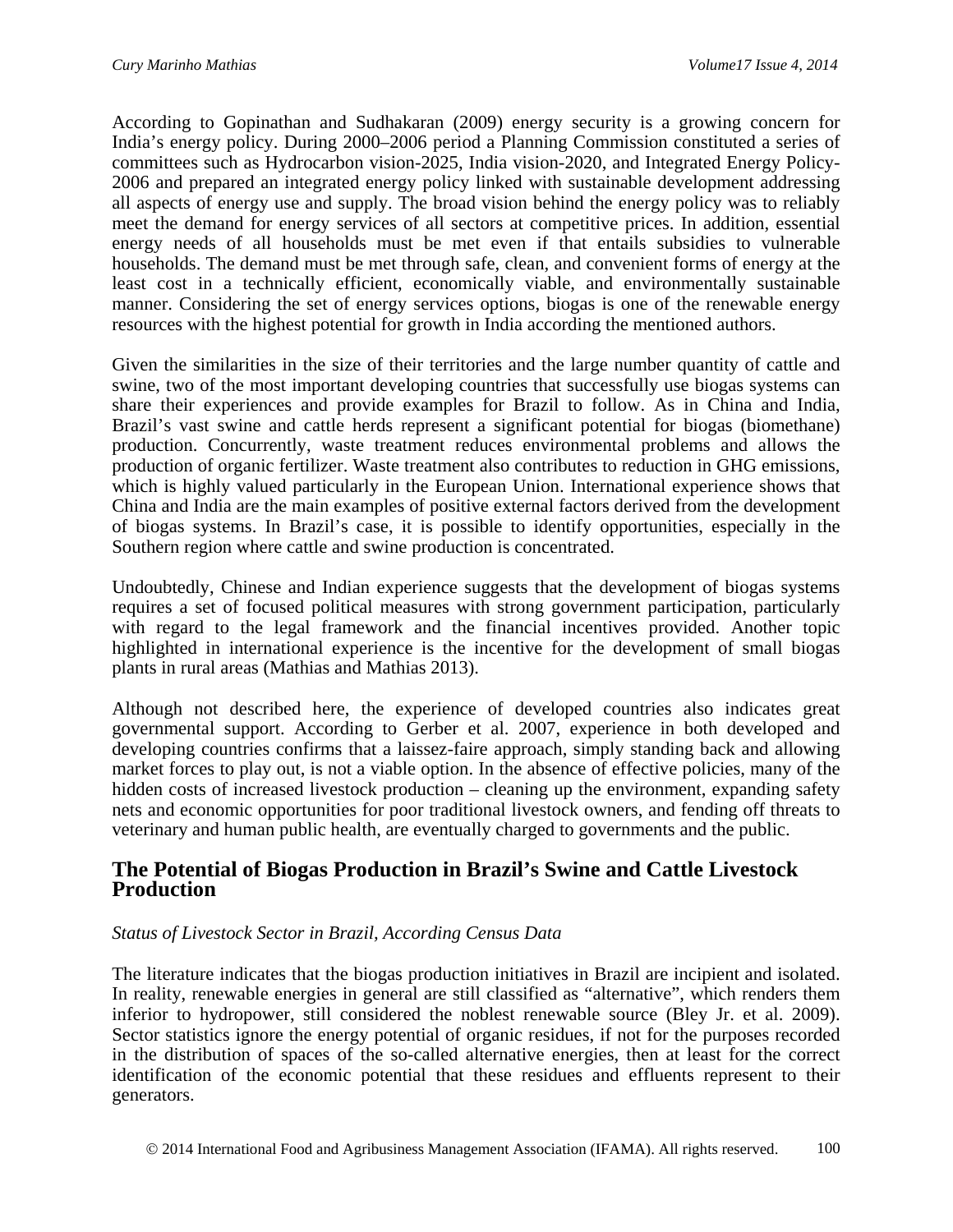According to Gopinathan and Sudhakaran (2009) energy security is a growing concern for India's energy policy. During 2000–2006 period a Planning Commission constituted a series of committees such as Hydrocarbon vision-2025, India vision-2020, and Integrated Energy Policy-2006 and prepared an integrated energy policy linked with sustainable development addressing all aspects of energy use and supply. The broad vision behind the energy policy was to reliably meet the demand for energy services of all sectors at competitive prices. In addition, essential energy needs of all households must be met even if that entails subsidies to vulnerable households. The demand must be met through safe, clean, and convenient forms of energy at the least cost in a technically efficient, economically viable, and environmentally sustainable manner. Considering the set of energy services options, biogas is one of the renewable energy resources with the highest potential for growth in India according the mentioned authors.

Given the similarities in the size of their territories and the large number quantity of cattle and swine, two of the most important developing countries that successfully use biogas systems can share their experiences and provide examples for Brazil to follow. As in China and India, Brazil's vast swine and cattle herds represent a significant potential for biogas (biomethane) production. Concurrently, waste treatment reduces environmental problems and allows the production of organic fertilizer. Waste treatment also contributes to reduction in GHG emissions, which is highly valued particularly in the European Union. International experience shows that China and India are the main examples of positive external factors derived from the development of biogas systems. In Brazil's case, it is possible to identify opportunities, especially in the Southern region where cattle and swine production is concentrated.

Undoubtedly, Chinese and Indian experience suggests that the development of biogas systems requires a set of focused political measures with strong government participation, particularly with regard to the legal framework and the financial incentives provided. Another topic highlighted in international experience is the incentive for the development of small biogas plants in rural areas (Mathias and Mathias 2013).

Although not described here, the experience of developed countries also indicates great governmental support. According to Gerber et al. 2007, experience in both developed and developing countries confirms that a laissez-faire approach, simply standing back and allowing market forces to play out, is not a viable option. In the absence of effective policies, many of the hidden costs of increased livestock production – cleaning up the environment, expanding safety nets and economic opportunities for poor traditional livestock owners, and fending off threats to veterinary and human public health, are eventually charged to governments and the public.

## The Potential of Biogas Production in Brazil's Swine and Cattle Livestock Production

*Status of Livestock Sector in Brazil, According Census Data*

The literature indicates that the biogas production initiatives in Brazil are incipient and isolated. In reality, renewable energies in general are still classified as "alternative", which renders them inferior to hydropower, still considered the noblest renewable source (Bley Jr. et al. 2009). Sector statistics ignore the energy potential of organic residues, if not for the purposes recorded in the distribution of spaces of the so-called alternative energies, then at least for the correct identification of the economic potential that these residues and effluents represent to their generators.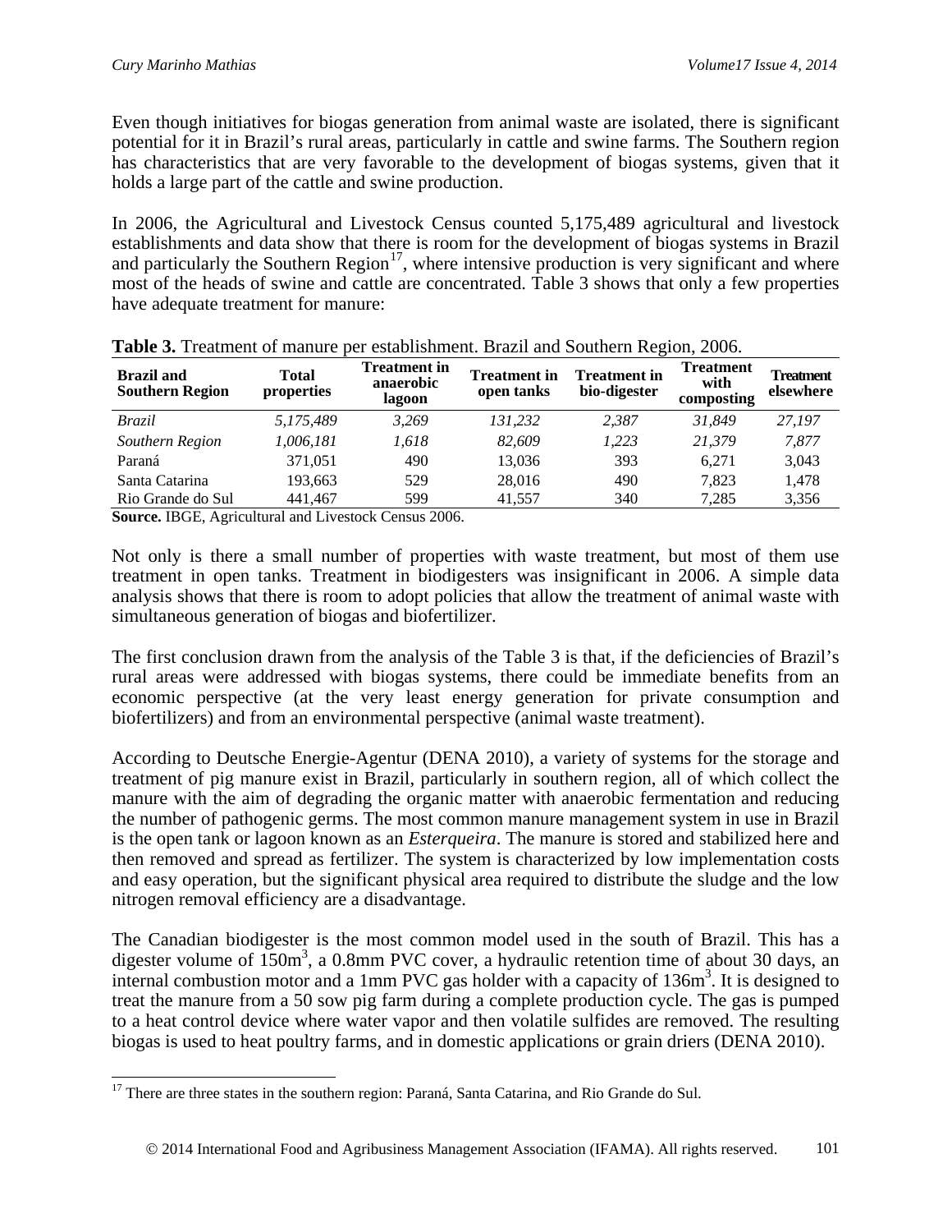Even though initiatives for biogas generation from animal waste are isolated, there is significant potential for it in Brazil's rural areas, particularly in cattle and swine farms. The Southern region has characteristics that are very favorable to the development of biogas systems, given that it holds a large part of the cattle and swine production.

In 2006, the Agricultural and Livestock Census counted 5,175,489 agricultural and livestock establishments and data show that there is room for the development of biogas systems in Brazil and particularly the Southern Region[17], where intensive production is very significant and where most of the heads of swine and cattle are concentrated. Table 3 shows that only a few properties have adequate treatment for manure:

**Table 3.** Treatment of manure per establishment. Brazil and Southern Region, 2006.

| Brazil and Southern Region | Total properties | Treatment in anaerobic lagoon | Treatment in open tanks | Treatment in bio-digester | Treatment with composting | Treatment elsewhere |
|---|---|---|---|---|---|---|
| *Brazil* | *5,175,489* | *3,269* | *131,232* | *2,387* | *31,849* | *27,197* |
| *Southern Region* | *1,006,181* | *1,618* | *82,609* | *1,223* | *21,379* | *7,877* |
| Paraná | 371,051 | 490 | 13,036 | 393 | 6,271 | 3,043 |
| Santa Catarina | 193,663 | 529 | 28,016 | 490 | 7,823 | 1,478 |
| Rio Grande do Sul | 441,467 | 599 | 41,557 | 340 | 7,285 | 3,356 |

**Source.** IBGE, Agricultural and Livestock Census 2006.

Not only is there a small number of properties with waste treatment, but most of them use treatment in open tanks. Treatment in biodigesters was insignificant in 2006. A simple data analysis shows that there is room to adopt policies that allow the treatment of animal waste with simultaneous generation of biogas and biofertilizer.

The first conclusion drawn from the analysis of the Table 3 is that, if the deficiencies of Brazil's rural areas were addressed with biogas systems, there could be immediate benefits from an economic perspective (at the very least energy generation for private consumption and biofertilizers) and from an environmental perspective (animal waste treatment).

According to Deutsche Energie-Agentur (DENA 2010), a variety of systems for the storage and treatment of pig manure exist in Brazil, particularly in southern region, all of which collect the manure with the aim of degrading the organic matter with anaerobic fermentation and reducing the number of pathogenic germs. The most common manure management system in use in Brazil is the open tank or lagoon known as an *Esterqueira*. The manure is stored and stabilized here and then removed and spread as fertilizer. The system is characterized by low implementation costs and easy operation, but the significant physical area required to distribute the sludge and the low nitrogen removal efficiency are a disadvantage.

The Canadian biodigester is the most common model used in the south of Brazil. This has a digester volume of $150m^3$, a 0.8mm PVC cover, a hydraulic retention time of about 30 days, an internal combustion motor and a 1mm PVC gas holder with a capacity of $136m^3$. It is designed to treat the manure from a 50 sow pig farm during a complete production cycle. The gas is pumped to a heat control device where water vapor and then volatile sulfides are removed. The resulting biogas is used to heat poultry farms, and in domestic applications or grain driers (DENA 2010).

[17] There are three states in the southern region: Paraná, Santa Catarina, and Rio Grande do Sul.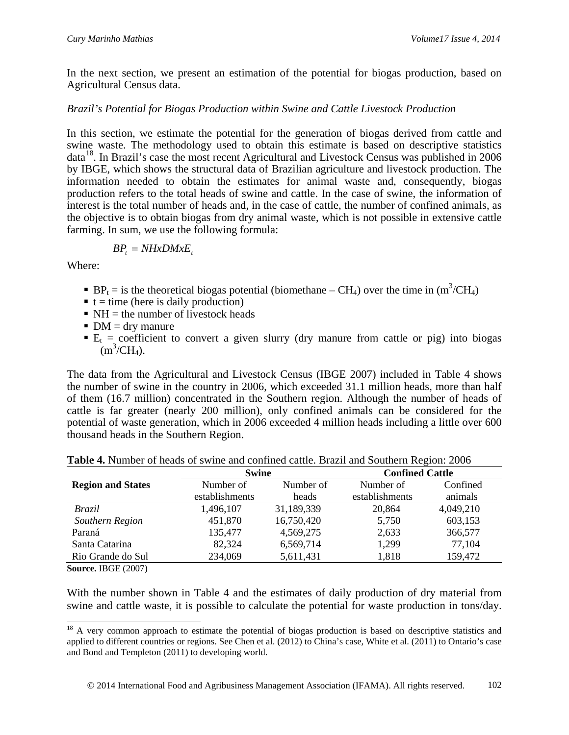In the next section, we present an estimation of the potential for biogas production, based on Agricultural Census data.

*Brazil's Potential for Biogas Production within Swine and Cattle Livestock Production*

In this section, we estimate the potential for the generation of biogas derived from cattle and swine waste. The methodology used to obtain this estimate is based on descriptive statistics data[18]. In Brazil's case the most recent Agricultural and Livestock Census was published in 2006 by IBGE, which shows the structural data of Brazilian agriculture and livestock production. The information needed to obtain the estimates for animal waste and, consequently, biogas production refers to the total heads of swine and cattle. In the case of swine, the information of interest is the total number of heads and, in the case of cattle, the number of confined animals, as the objective is to obtain biogas from dry animal waste, which is not possible in extensive cattle farming. In sum, we use the following formula:

$$BP_t = NHxDMxE_t$$

Where:

- $BP_t$ = is the theoretical biogas potential (biomethane – $CH_4$) over the time in ($m^3/CH_4$)
- t = time (here is daily production)
- NH = the number of livestock heads
- DM = dry manure
- $E_t$ = coefficient to convert a given slurry (dry manure from cattle or pig) into biogas ($m^3/CH_4$).

The data from the Agricultural and Livestock Census (IBGE 2007) included in Table 4 shows the number of swine in the country in 2006, which exceeded 31.1 million heads, more than half of them (16.7 million) concentrated in the Southern region. Although the number of heads of cattle is far greater (nearly 200 million), only confined animals can be considered for the potential of waste generation, which in 2006 exceeded 4 million heads including a little over 600 thousand heads in the Southern Region.

**Table 4.** Number of heads of swine and confined cattle. Brazil and Southern Region: 2006

| Region and States | Swine | | Confined Cattle | |
|---|---|---|---|---|
| | Number of establishments | Number of heads | Number of establishments | Confined animals |
| *Brazil* | 1,496,107 | 31,189,339 | 20,864 | 4,049,210 |
| *Southern Region* | 451,870 | 16,750,420 | 5,750 | 603,153 |
| Paraná | 135,477 | 4,569,275 | 2,633 | 366,577 |
| Santa Catarina | 82,324 | 6,569,714 | 1,299 | 77,104 |
| Rio Grande do Sul | 234,069 | 5,611,431 | 1,818 | 159,472 |

**Source.** IBGE (2007)

With the number shown in Table 4 and the estimates of daily production of dry material from swine and cattle waste, it is possible to calculate the potential for waste production in tons/day.

[18] A very common approach to estimate the potential of biogas production is based on descriptive statistics and applied to different countries or regions. See Chen et al. (2012) to China's case, White et al. (2011) to Ontario's case and Bond and Templeton (2011) to developing world.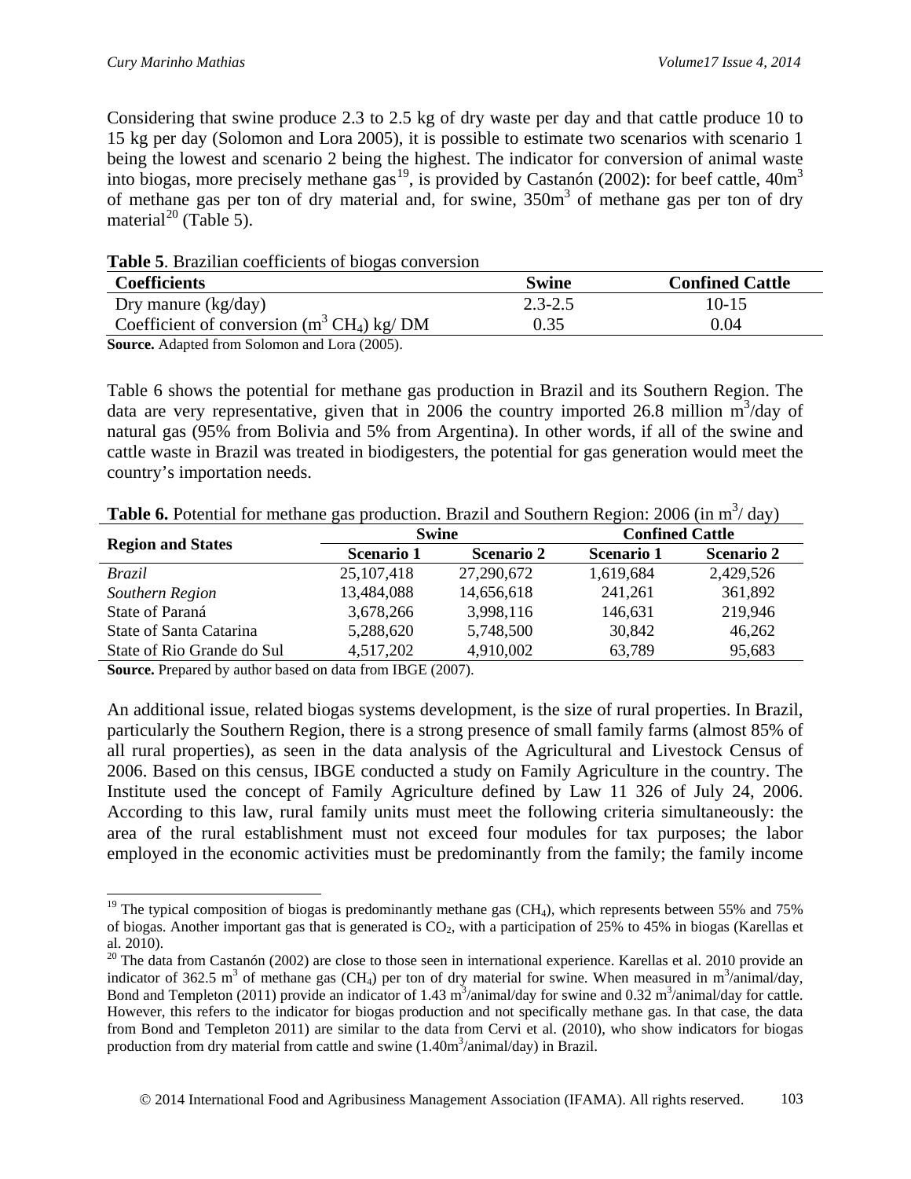Considering that swine produce 2.3 to 2.5 kg of dry waste per day and that cattle produce 10 to 15 kg per day (Solomon and Lora 2005), it is possible to estimate two scenarios with scenario 1 being the lowest and scenario 2 being the highest. The indicator for conversion of animal waste into biogas, more precisely methane gas[19], is provided by Castanón (2002): for beef cattle, 40m$^3$ of methane gas per ton of dry material and, for swine, 350m$^3$ of methane gas per ton of dry material[20] (Table 5).

**Table 5**. Brazilian coefficients of biogas conversion

| Coefficients | Swine | Confined Cattle |
|---|---|---|
| Dry manure (kg/day) | 2.3-2.5 | 10-15 |
| Coefficient of conversion (m$^3$ $CH_4$) kg/ DM | 0.35 | 0.04 |

**Source.** Adapted from Solomon and Lora (2005).

Table 6 shows the potential for methane gas production in Brazil and its Southern Region. The data are very representative, given that in 2006 the country imported 26.8 million m$^3$/day of natural gas (95% from Bolivia and 5% from Argentina). In other words, if all of the swine and cattle waste in Brazil was treated in biodigesters, the potential for gas generation would meet the country's importation needs.

**Table 6.** Potential for methane gas production. Brazil and Southern Region: 2006 (in m$^3$/ day)

| Region and States | Swine | | Confined Cattle | |
|---|---|---|---|---|
| | Scenario 1 | Scenario 2 | Scenario 1 | Scenario 2 |
| *Brazil* | 25,107,418 | 27,290,672 | 1,619,684 | 2,429,526 |
| *Southern Region* | 13,484,088 | 14,656,618 | 241,261 | 361,892 |
| State of Paraná | 3,678,266 | 3,998,116 | 146,631 | 219,946 |
| State of Santa Catarina | 5,288,620 | 5,748,500 | 30,842 | 46,262 |
| State of Rio Grande do Sul | 4,517,202 | 4,910,002 | 63,789 | 95,683 |

**Source.** Prepared by author based on data from IBGE (2007).

An additional issue, related biogas systems development, is the size of rural properties. In Brazil, particularly the Southern Region, there is a strong presence of small family farms (almost 85% of all rural properties), as seen in the data analysis of the Agricultural and Livestock Census of 2006. Based on this census, IBGE conducted a study on Family Agriculture in the country. The Institute used the concept of Family Agriculture defined by Law 11 326 of July 24, 2006. According to this law, rural family units must meet the following criteria simultaneously: the area of the rural establishment must not exceed four modules for tax purposes; the labor employed in the economic activities must be predominantly from the family; the family income

[19] The typical composition of biogas is predominantly methane gas ($CH_4$), which represents between 55% and 75% of biogas. Another important gas that is generated is $CO_2$, with a participation of 25% to 45% in biogas (Karellas et al. 2010).

[20] The data from Castanón (2002) are close to those seen in international experience. Karellas et al. 2010 provide an indicator of 362.5 m$^3$ of methane gas ($CH_4$) per ton of dry material for swine. When measured in m$^3$/animal/day, Bond and Templeton (2011) provide an indicator of 1.43 m$^3$/animal/day for swine and 0.32 m$^3$/animal/day for cattle. However, this refers to the indicator for biogas production and not specifically methane gas. In that case, the data from Bond and Templeton 2011) are similar to the data from Cervi et al. (2010), who show indicators for biogas production from dry material from cattle and swine (1.40m$^3$/animal/day) in Brazil.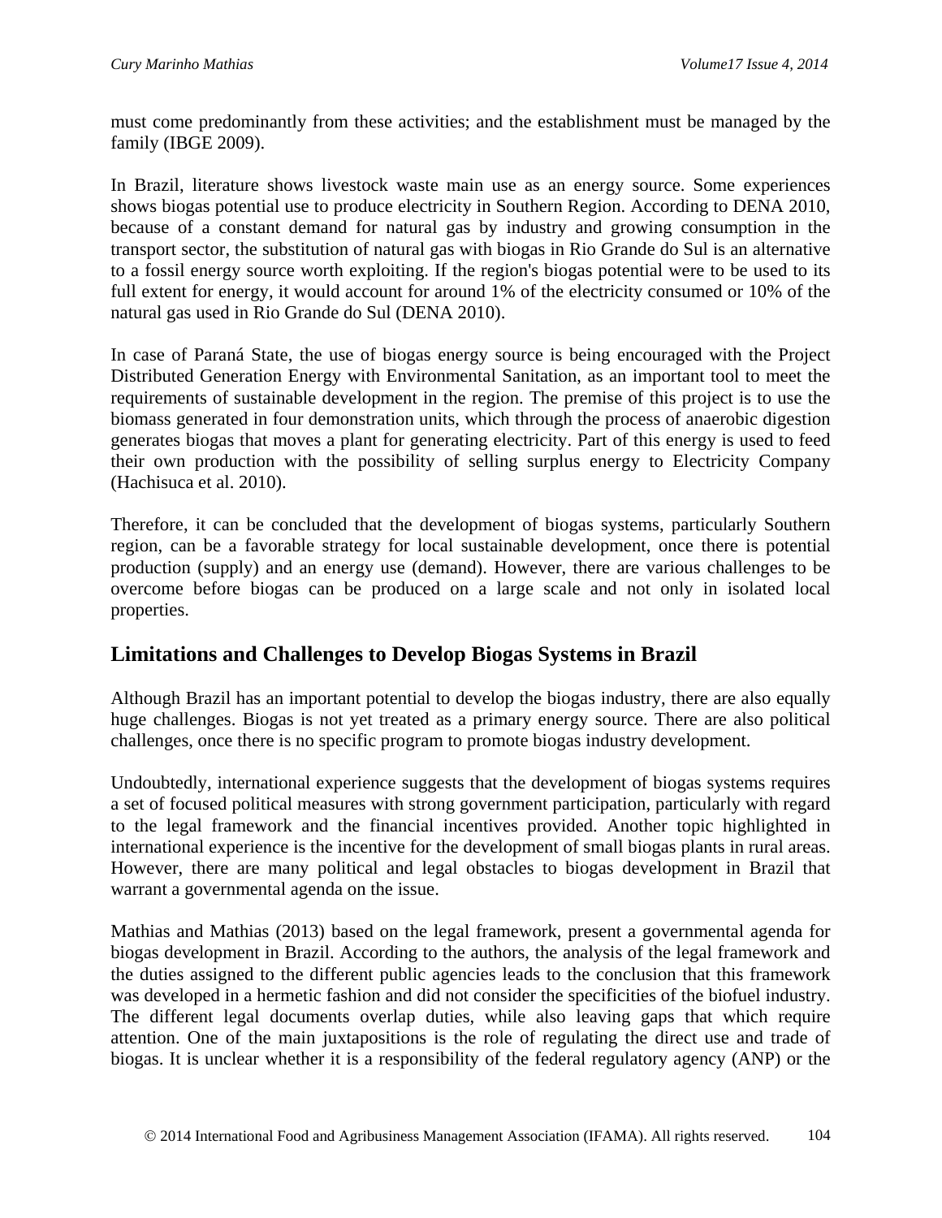must come predominantly from these activities; and the establishment must be managed by the family (IBGE 2009).

In Brazil, literature shows livestock waste main use as an energy source. Some experiences shows biogas potential use to produce electricity in Southern Region. According to DENA 2010, because of a constant demand for natural gas by industry and growing consumption in the transport sector, the substitution of natural gas with biogas in Rio Grande do Sul is an alternative to a fossil energy source worth exploiting. If the region's biogas potential were to be used to its full extent for energy, it would account for around 1% of the electricity consumed or 10% of the natural gas used in Rio Grande do Sul (DENA 2010).

In case of Paraná State, the use of biogas energy source is being encouraged with the Project Distributed Generation Energy with Environmental Sanitation, as an important tool to meet the requirements of sustainable development in the region. The premise of this project is to use the biomass generated in four demonstration units, which through the process of anaerobic digestion generates biogas that moves a plant for generating electricity. Part of this energy is used to feed their own production with the possibility of selling surplus energy to Electricity Company (Hachisuca et al. 2010).

Therefore, it can be concluded that the development of biogas systems, particularly Southern region, can be a favorable strategy for local sustainable development, once there is potential production (supply) and an energy use (demand). However, there are various challenges to be overcome before biogas can be produced on a large scale and not only in isolated local properties.

## Limitations and Challenges to Develop Biogas Systems in Brazil

Although Brazil has an important potential to develop the biogas industry, there are also equally huge challenges. Biogas is not yet treated as a primary energy source. There are also political challenges, once there is no specific program to promote biogas industry development.

Undoubtedly, international experience suggests that the development of biogas systems requires a set of focused political measures with strong government participation, particularly with regard to the legal framework and the financial incentives provided. Another topic highlighted in international experience is the incentive for the development of small biogas plants in rural areas. However, there are many political and legal obstacles to biogas development in Brazil that warrant a governmental agenda on the issue.

Mathias and Mathias (2013) based on the legal framework, present a governmental agenda for biogas development in Brazil. According to the authors, the analysis of the legal framework and the duties assigned to the different public agencies leads to the conclusion that this framework was developed in a hermetic fashion and did not consider the specificities of the biofuel industry. The different legal documents overlap duties, while also leaving gaps that which require attention. One of the main juxtapositions is the role of regulating the direct use and trade of biogas. It is unclear whether it is a responsibility of the federal regulatory agency (ANP) or the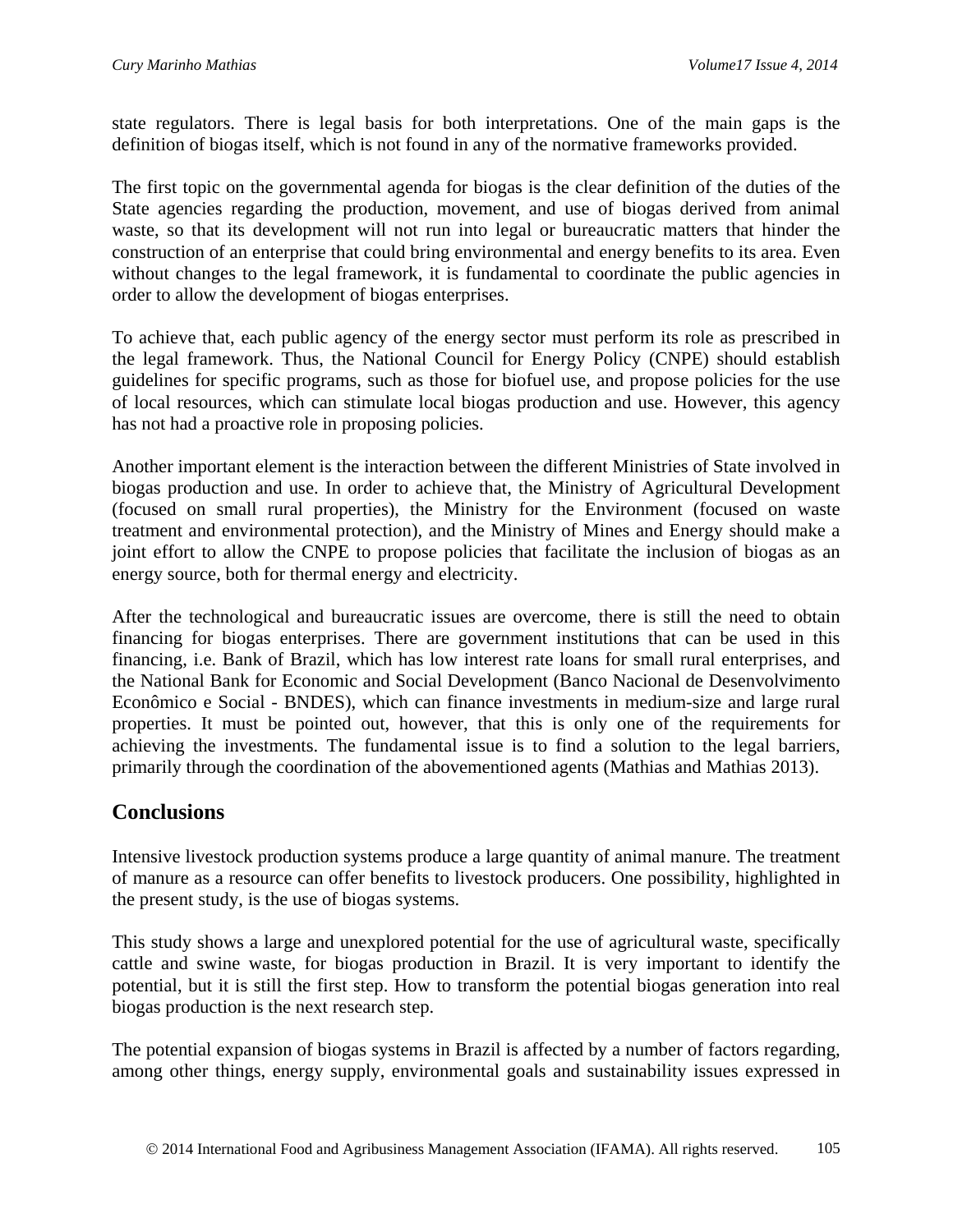state regulators. There is legal basis for both interpretations. One of the main gaps is the definition of biogas itself, which is not found in any of the normative frameworks provided.

The first topic on the governmental agenda for biogas is the clear definition of the duties of the State agencies regarding the production, movement, and use of biogas derived from animal waste, so that its development will not run into legal or bureaucratic matters that hinder the construction of an enterprise that could bring environmental and energy benefits to its area. Even without changes to the legal framework, it is fundamental to coordinate the public agencies in order to allow the development of biogas enterprises.

To achieve that, each public agency of the energy sector must perform its role as prescribed in the legal framework. Thus, the National Council for Energy Policy (CNPE) should establish guidelines for specific programs, such as those for biofuel use, and propose policies for the use of local resources, which can stimulate local biogas production and use. However, this agency has not had a proactive role in proposing policies.

Another important element is the interaction between the different Ministries of State involved in biogas production and use. In order to achieve that, the Ministry of Agricultural Development (focused on small rural properties), the Ministry for the Environment (focused on waste treatment and environmental protection), and the Ministry of Mines and Energy should make a joint effort to allow the CNPE to propose policies that facilitate the inclusion of biogas as an energy source, both for thermal energy and electricity.

After the technological and bureaucratic issues are overcome, there is still the need to obtain financing for biogas enterprises. There are government institutions that can be used in this financing, i.e. Bank of Brazil, which has low interest rate loans for small rural enterprises, and the National Bank for Economic and Social Development (Banco Nacional de Desenvolvimento Econômico e Social - BNDES), which can finance investments in medium-size and large rural properties. It must be pointed out, however, that this is only one of the requirements for achieving the investments. The fundamental issue is to find a solution to the legal barriers, primarily through the coordination of the abovementioned agents (Mathias and Mathias 2013).

## Conclusions

Intensive livestock production systems produce a large quantity of animal manure. The treatment of manure as a resource can offer benefits to livestock producers. One possibility, highlighted in the present study, is the use of biogas systems.

This study shows a large and unexplored potential for the use of agricultural waste, specifically cattle and swine waste, for biogas production in Brazil. It is very important to identify the potential, but it is still the first step. How to transform the potential biogas generation into real biogas production is the next research step.

The potential expansion of biogas systems in Brazil is affected by a number of factors regarding, among other things, energy supply, environmental goals and sustainability issues expressed in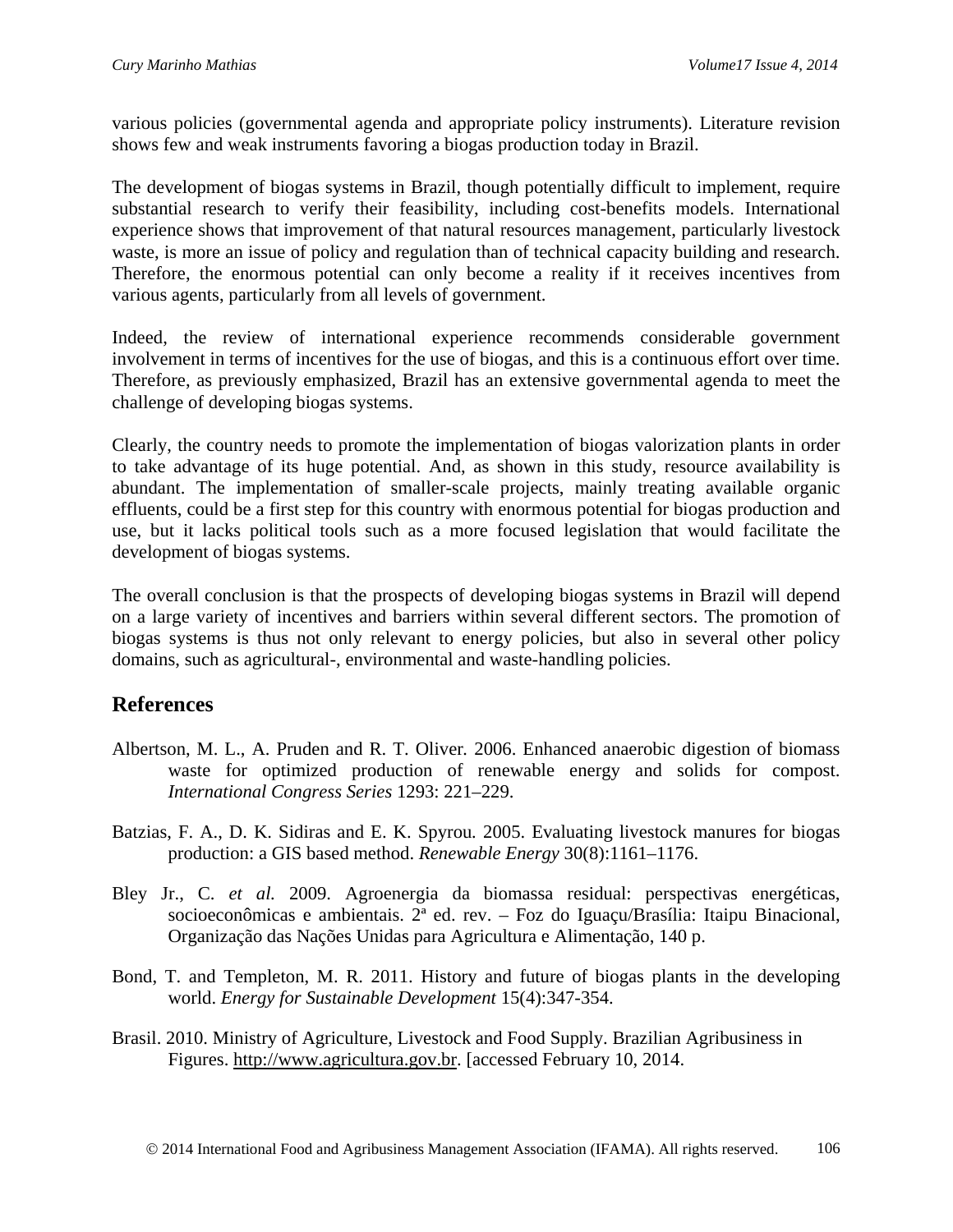various policies (governmental agenda and appropriate policy instruments). Literature revision shows few and weak instruments favoring a biogas production today in Brazil.

The development of biogas systems in Brazil, though potentially difficult to implement, require substantial research to verify their feasibility, including cost-benefits models. International experience shows that improvement of that natural resources management, particularly livestock waste, is more an issue of policy and regulation than of technical capacity building and research. Therefore, the enormous potential can only become a reality if it receives incentives from various agents, particularly from all levels of government.

Indeed, the review of international experience recommends considerable government involvement in terms of incentives for the use of biogas, and this is a continuous effort over time. Therefore, as previously emphasized, Brazil has an extensive governmental agenda to meet the challenge of developing biogas systems.

Clearly, the country needs to promote the implementation of biogas valorization plants in order to take advantage of its huge potential. And, as shown in this study, resource availability is abundant. The implementation of smaller-scale projects, mainly treating available organic effluents, could be a first step for this country with enormous potential for biogas production and use, but it lacks political tools such as a more focused legislation that would facilitate the development of biogas systems.

The overall conclusion is that the prospects of developing biogas systems in Brazil will depend on a large variety of incentives and barriers within several different sectors. The promotion of biogas systems is thus not only relevant to energy policies, but also in several other policy domains, such as agricultural-, environmental and waste-handling policies.

## References

Albertson, M. L., A. Pruden and R. T. Oliver. 2006. Enhanced anaerobic digestion of biomass waste for optimized production of renewable energy and solids for compost. *International Congress Series* 1293: 221–229.

Batzias, F. A., D. K. Sidiras and E. K. Spyrou. 2005. Evaluating livestock manures for biogas production: a GIS based method. *Renewable Energy* 30(8):1161–1176.

Bley Jr., C. *et al.* 2009. Agroenergia da biomassa residual: perspectivas energéticas, socioeconômicas e ambientais. 2ª ed. rev. – Foz do Iguaçu/Brasília: Itaipu Binacional, Organização das Nações Unidas para Agricultura e Alimentação, 140 p.

Bond, T. and Templeton, M. R. 2011. History and future of biogas plants in the developing world. *Energy for Sustainable Development* 15(4):347-354.

Brasil. 2010. Ministry of Agriculture, Livestock and Food Supply. Brazilian Agribusiness in Figures. http://www.agricultura.gov.br. [accessed February 10, 2014.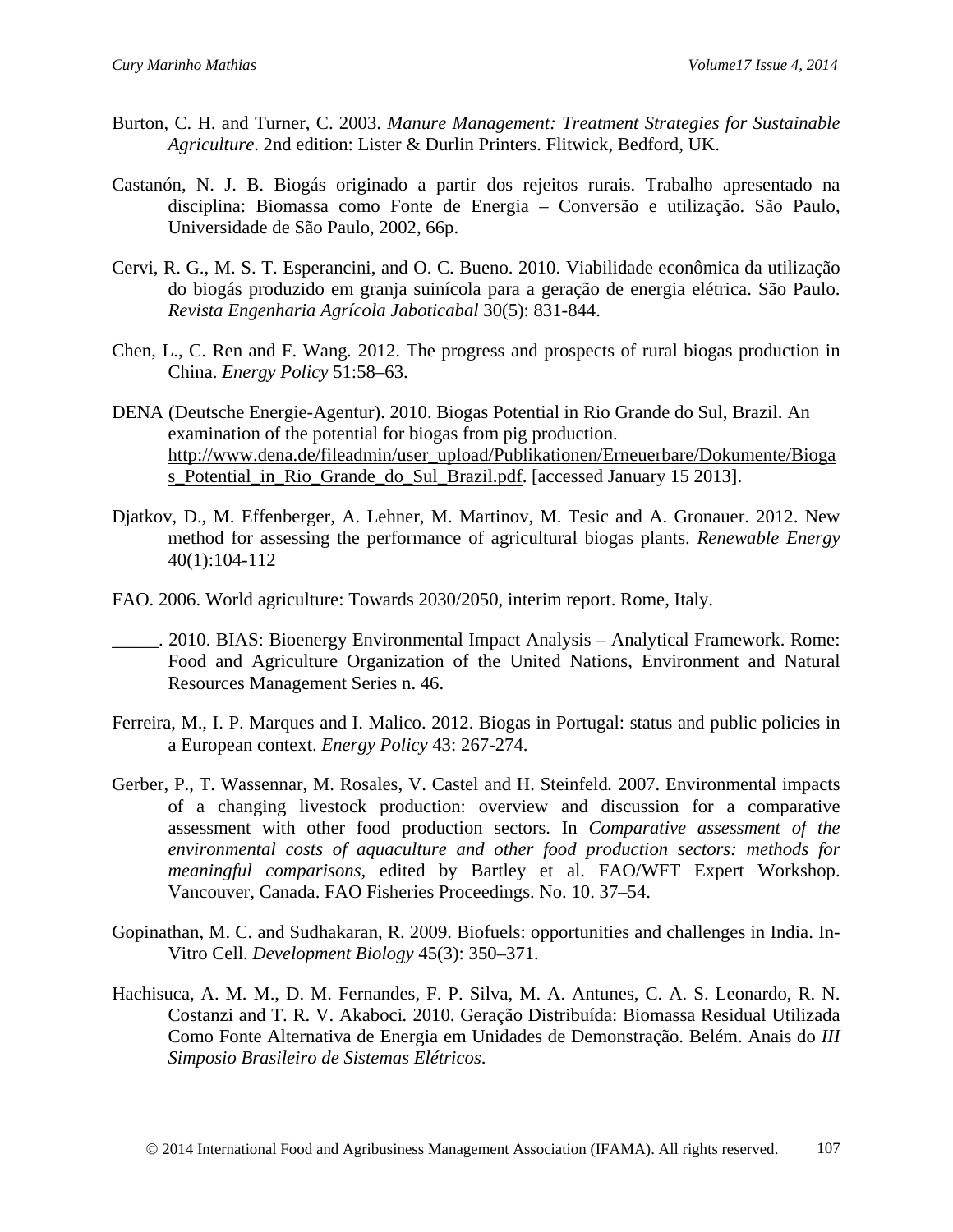Burton, C. H. and Turner, C. 2003. *Manure Management: Treatment Strategies for Sustainable Agriculture*. 2nd edition: Lister & Durlin Printers. Flitwick, Bedford, UK.

Castanón, N. J. B. Biogás originado a partir dos rejeitos rurais. Trabalho apresentado na disciplina: Biomassa como Fonte de Energia – Conversão e utilização. São Paulo, Universidade de São Paulo, 2002, 66p.

Cervi, R. G., M. S. T. Esperancini, and O. C. Bueno. 2010. Viabilidade econômica da utilização do biogás produzido em granja suinícola para a geração de energia elétrica. São Paulo. *Revista Engenharia Agrícola Jaboticabal* 30(5): 831-844.

Chen, L., C. Ren and F. Wang. 2012. The progress and prospects of rural biogas production in China. *Energy Policy* 51:58–63.

DENA (Deutsche Energie-Agentur). 2010. Biogas Potential in Rio Grande do Sul, Brazil. An examination of the potential for biogas from pig production. http://www.dena.de/fileadmin/user_upload/Publikationen/Erneuerbare/Dokumente/Biogas_Potential_in_Rio_Grande_do_Sul_Brazil.pdf. [accessed January 15 2013].

Djatkov, D., M. Effenberger, A. Lehner, M. Martinov, M. Tesic and A. Gronauer. 2012. New method for assessing the performance of agricultural biogas plants. *Renewable Energy* 40(1):104-112

FAO. 2006. World agriculture: Towards 2030/2050, interim report. Rome, Italy.

_____. 2010. BIAS: Bioenergy Environmental Impact Analysis – Analytical Framework. Rome: Food and Agriculture Organization of the United Nations, Environment and Natural Resources Management Series n. 46.

Ferreira, M., I. P. Marques and I. Malico. 2012. Biogas in Portugal: status and public policies in a European context. *Energy Policy* 43: 267-274.

Gerber, P., T. Wassennar, M. Rosales, V. Castel and H. Steinfeld. 2007. Environmental impacts of a changing livestock production: overview and discussion for a comparative assessment with other food production sectors. In *Comparative assessment of the environmental costs of aquaculture and other food production sectors: methods for meaningful comparisons*, edited by Bartley et al. FAO/WFT Expert Workshop. Vancouver, Canada. FAO Fisheries Proceedings. No. 10. 37–54.

Gopinathan, M. C. and Sudhakaran, R. 2009. Biofuels: opportunities and challenges in India. In-Vitro Cell. *Development Biology* 45(3): 350–371.

Hachisuca, A. M. M., D. M. Fernandes, F. P. Silva, M. A. Antunes, C. A. S. Leonardo, R. N. Costanzi and T. R. V. Akaboci. 2010. Geração Distribuída: Biomassa Residual Utilizada Como Fonte Alternativa de Energia em Unidades de Demonstração. Belém. Anais do *III Simposio Brasileiro de Sistemas Elétricos*.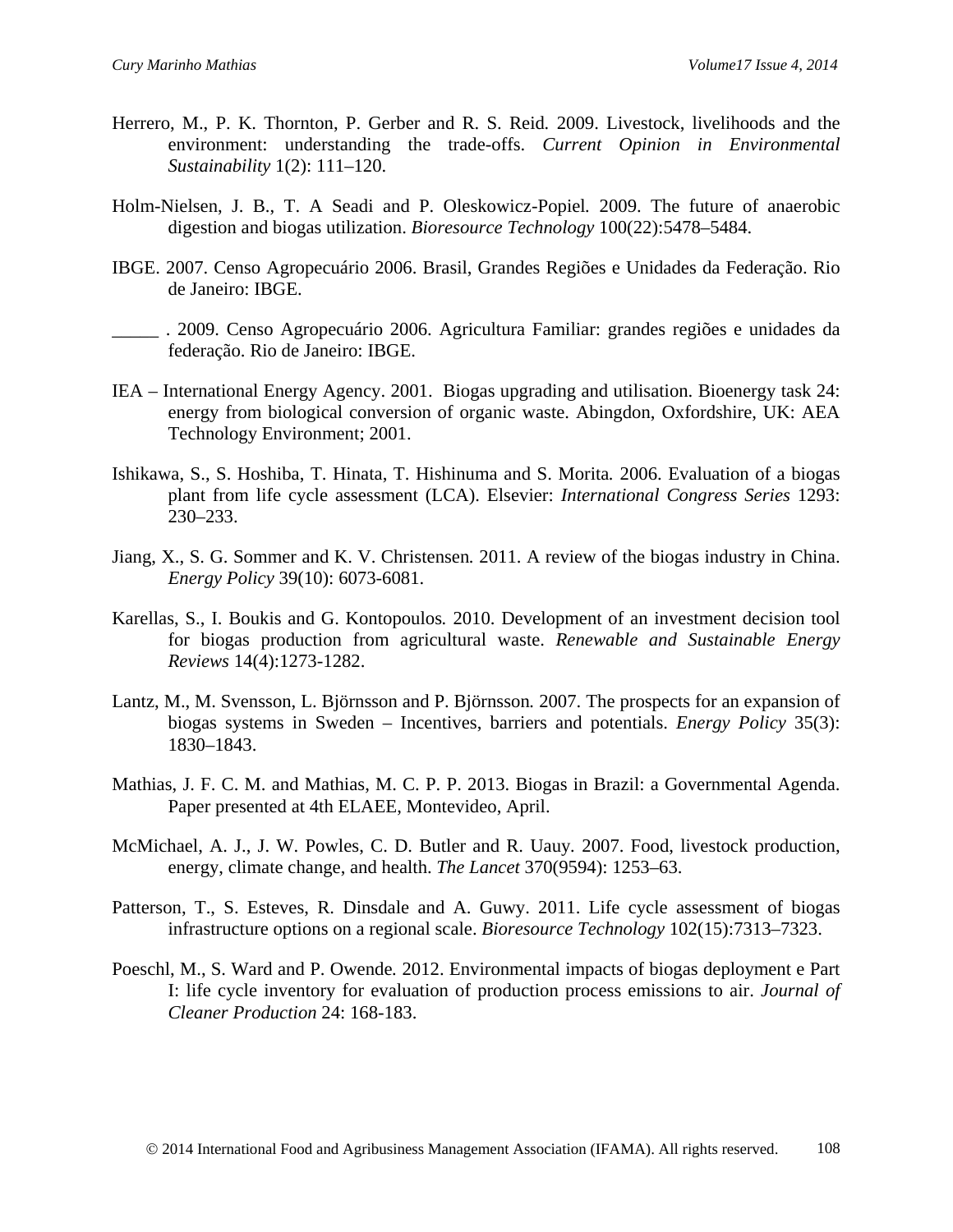Herrero, M., P. K. Thornton, P. Gerber and R. S. Reid. 2009. Livestock, livelihoods and the environment: understanding the trade-offs. *Current Opinion in Environmental Sustainability* 1(2): 111–120.

Holm-Nielsen, J. B., T. A Seadi and P. Oleskowicz-Popiel. 2009. The future of anaerobic digestion and biogas utilization. *Bioresource Technology* 100(22):5478–5484.

IBGE. 2007. Censo Agropecuário 2006. Brasil, Grandes Regiões e Unidades da Federação. Rio de Janeiro: IBGE.

_____ . 2009. Censo Agropecuário 2006. Agricultura Familiar: grandes regiões e unidades da federação. Rio de Janeiro: IBGE.

IEA – International Energy Agency. 2001. Biogas upgrading and utilisation. Bioenergy task 24: energy from biological conversion of organic waste. Abingdon, Oxfordshire, UK: AEA Technology Environment; 2001.

Ishikawa, S., S. Hoshiba, T. Hinata, T. Hishinuma and S. Morita. 2006. Evaluation of a biogas plant from life cycle assessment (LCA). Elsevier: *International Congress Series* 1293: 230–233.

Jiang, X., S. G. Sommer and K. V. Christensen. 2011. A review of the biogas industry in China. *Energy Policy* 39(10): 6073-6081.

Karellas, S., I. Boukis and G. Kontopoulos. 2010. Development of an investment decision tool for biogas production from agricultural waste. *Renewable and Sustainable Energy Reviews* 14(4):1273-1282.

Lantz, M., M. Svensson, L. Björnsson and P. Björnsson. 2007. The prospects for an expansion of biogas systems in Sweden – Incentives, barriers and potentials. *Energy Policy* 35(3): 1830–1843.

Mathias, J. F. C. M. and Mathias, M. C. P. P. 2013. Biogas in Brazil: a Governmental Agenda. Paper presented at 4th ELAEE, Montevideo, April.

McMichael, A. J., J. W. Powles, C. D. Butler and R. Uauy. 2007. Food, livestock production, energy, climate change, and health. *The Lancet* 370(9594): 1253–63.

Patterson, T., S. Esteves, R. Dinsdale and A. Guwy. 2011. Life cycle assessment of biogas infrastructure options on a regional scale. *Bioresource Technology* 102(15):7313–7323.

Poeschl, M., S. Ward and P. Owende. 2012. Environmental impacts of biogas deployment e Part I: life cycle inventory for evaluation of production process emissions to air. *Journal of Cleaner Production* 24: 168-183.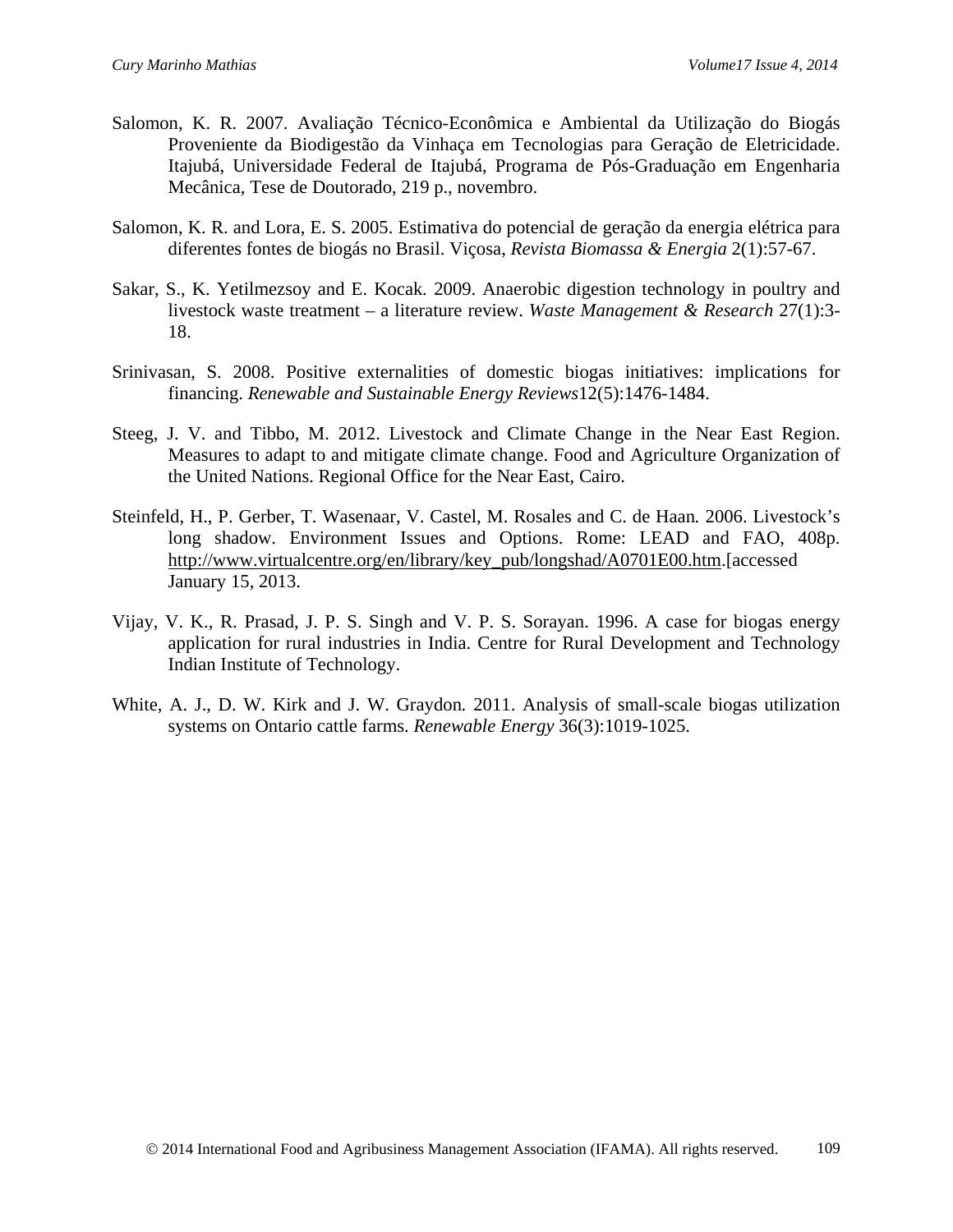Salomon, K. R. 2007. Avaliação Técnico-Econômica e Ambiental da Utilização do Biogás Proveniente da Biodigestão da Vinhaça em Tecnologias para Geração de Eletricidade. Itajubá, Universidade Federal de Itajubá, Programa de Pós-Graduação em Engenharia Mecânica, Tese de Doutorado, 219 p., novembro.

Salomon, K. R. and Lora, E. S. 2005. Estimativa do potencial de geração da energia elétrica para diferentes fontes de biogás no Brasil. Viçosa, *Revista Biomassa & Energia* 2(1):57-67.

Sakar, S., K. Yetilmezsoy and E. Kocak. 2009. Anaerobic digestion technology in poultry and livestock waste treatment – a literature review. *Waste Management & Research* 27(1):3-18.

Srinivasan, S. 2008. Positive externalities of domestic biogas initiatives: implications for financing. *Renewable and Sustainable Energy Reviews*12(5):1476-1484.

Steeg, J. V. and Tibbo, M. 2012. Livestock and Climate Change in the Near East Region. Measures to adapt to and mitigate climate change. Food and Agriculture Organization of the United Nations. Regional Office for the Near East, Cairo.

Steinfeld, H., P. Gerber, T. Wasenaar, V. Castel, M. Rosales and C. de Haan. 2006. Livestock's long shadow. Environment Issues and Options. Rome: LEAD and FAO, 408p. http://www.virtualcentre.org/en/library/key_pub/longshad/A0701E00.htm.[accessed January 15, 2013.

Vijay, V. K., R. Prasad, J. P. S. Singh and V. P. S. Sorayan. 1996. A case for biogas energy application for rural industries in India. Centre for Rural Development and Technology Indian Institute of Technology.

White, A. J., D. W. Kirk and J. W. Graydon. 2011. Analysis of small-scale biogas utilization systems on Ontario cattle farms. *Renewable Energy* 36(3):1019-1025.